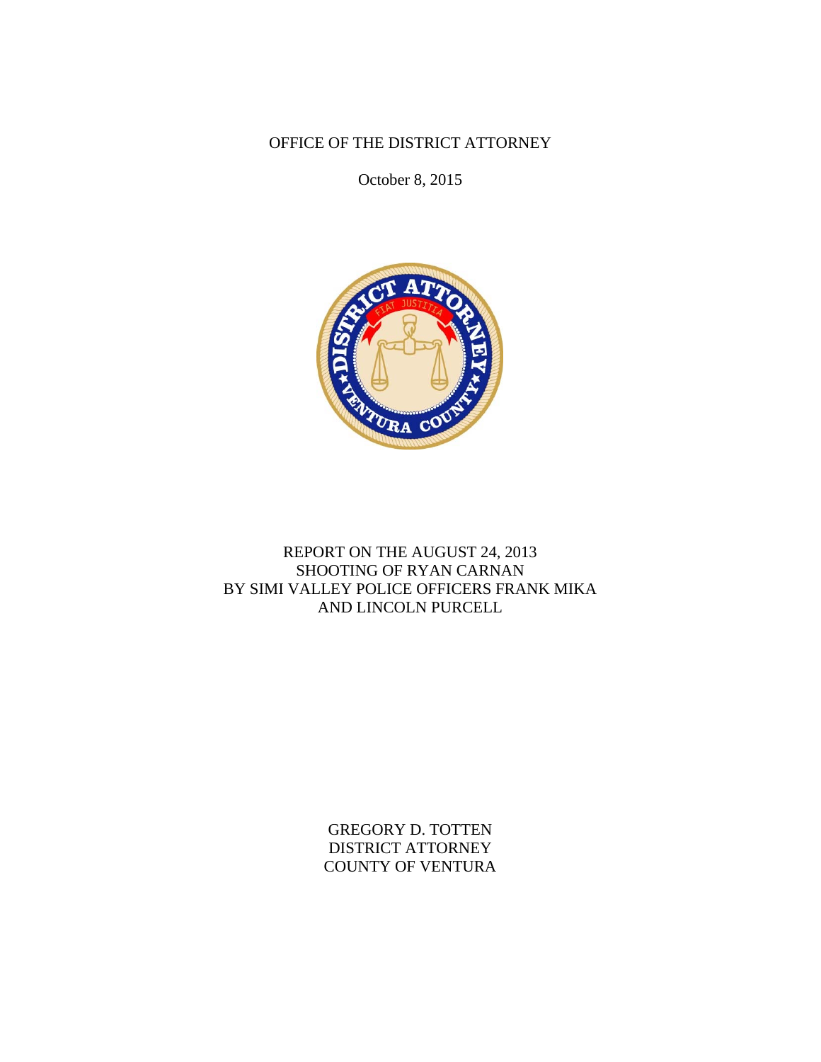OFFICE OF THE DISTRICT ATTORNEY

October 8, 2015

# REPORT ON THE AUGUST 24, 2013 SHOOTING OF RYAN CARNAN BY SIMI VALLEY POLICE OFFICERS FRANK MIKA AND LINCOLN PURCELL

GREGORY D. TOTTEN
DISTRICT ATTORNEY
COUNTY OF VENTURA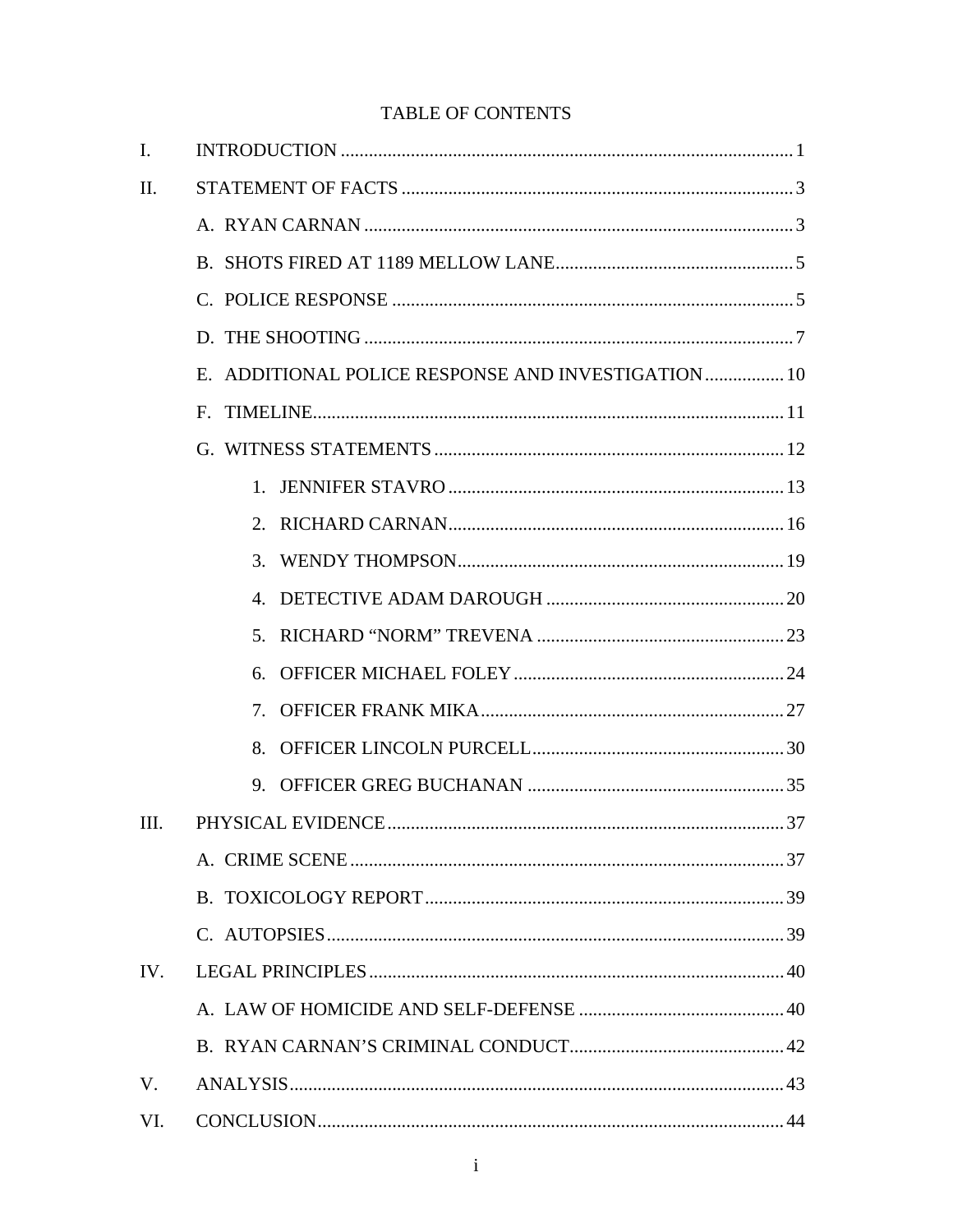# TABLE OF CONTENTS

I. INTRODUCTION ..... 1

II. STATEMENT OF FACTS ..... 3

- A. RYAN CARNAN ..... 3
- B. SHOTS FIRED AT 1189 MELLOW LANE ..... 5
- C. POLICE RESPONSE ..... 5
- D. THE SHOOTING ..... 7
- E. ADDITIONAL POLICE RESPONSE AND INVESTIGATION ..... 10
- F. TIMELINE ..... 11
- G. WITNESS STATEMENTS ..... 12
  1. JENNIFER STAVRO ..... 13
  2. RICHARD CARNAN ..... 16
  3. WENDY THOMPSON ..... 19
  4. DETECTIVE ADAM DAROUGH ..... 20
  5. RICHARD "NORM" TREVENA ..... 23
  6. OFFICER MICHAEL FOLEY ..... 24
  7. OFFICER FRANK MIKA ..... 27
  8. OFFICER LINCOLN PURCELL ..... 30
  9. OFFICER GREG BUCHANAN ..... 35

III. PHYSICAL EVIDENCE ..... 37

- A. CRIME SCENE ..... 37
- B. TOXICOLOGY REPORT ..... 39
- C. AUTOPSIES ..... 39

IV. LEGAL PRINCIPLES ..... 40

- A. LAW OF HOMICIDE AND SELF-DEFENSE ..... 40
- B. RYAN CARNAN'S CRIMINAL CONDUCT ..... 42

V. ANALYSIS ..... 43

VI. CONCLUSION ..... 44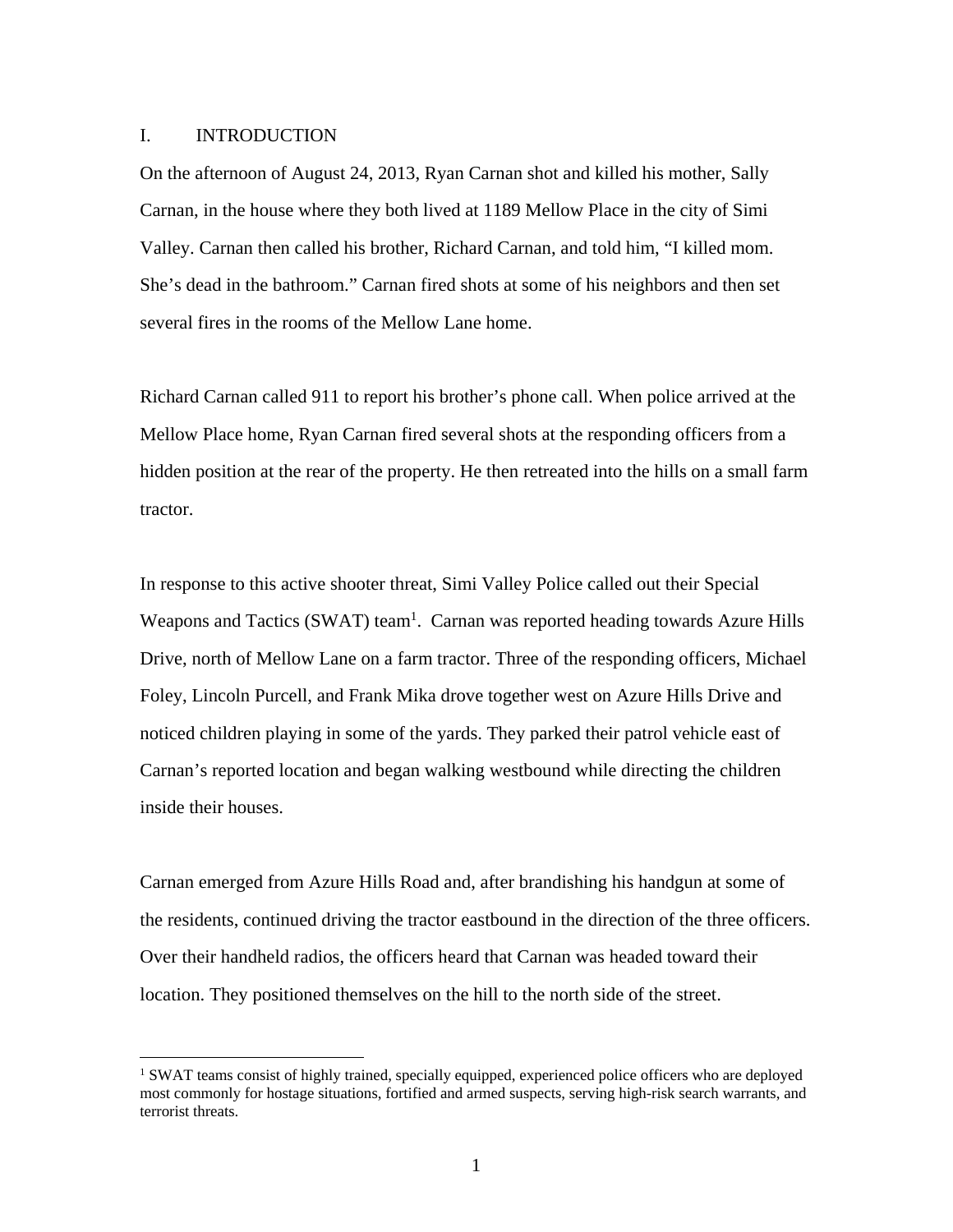## I. INTRODUCTION

On the afternoon of August 24, 2013, Ryan Carnan shot and killed his mother, Sally Carnan, in the house where they both lived at 1189 Mellow Place in the city of Simi Valley. Carnan then called his brother, Richard Carnan, and told him, "I killed mom. She's dead in the bathroom." Carnan fired shots at some of his neighbors and then set several fires in the rooms of the Mellow Lane home.

Richard Carnan called 911 to report his brother's phone call. When police arrived at the Mellow Place home, Ryan Carnan fired several shots at the responding officers from a hidden position at the rear of the property. He then retreated into the hills on a small farm tractor.

In response to this active shooter threat, Simi Valley Police called out their Special Weapons and Tactics (SWAT) team[1]. Carnan was reported heading towards Azure Hills Drive, north of Mellow Lane on a farm tractor. Three of the responding officers, Michael Foley, Lincoln Purcell, and Frank Mika drove together west on Azure Hills Drive and noticed children playing in some of the yards. They parked their patrol vehicle east of Carnan's reported location and began walking westbound while directing the children inside their houses.

Carnan emerged from Azure Hills Road and, after brandishing his handgun at some of the residents, continued driving the tractor eastbound in the direction of the three officers. Over their handheld radios, the officers heard that Carnan was headed toward their location. They positioned themselves on the hill to the north side of the street.

[1] SWAT teams consist of highly trained, specially equipped, experienced police officers who are deployed most commonly for hostage situations, fortified and armed suspects, serving high-risk search warrants, and terrorist threats.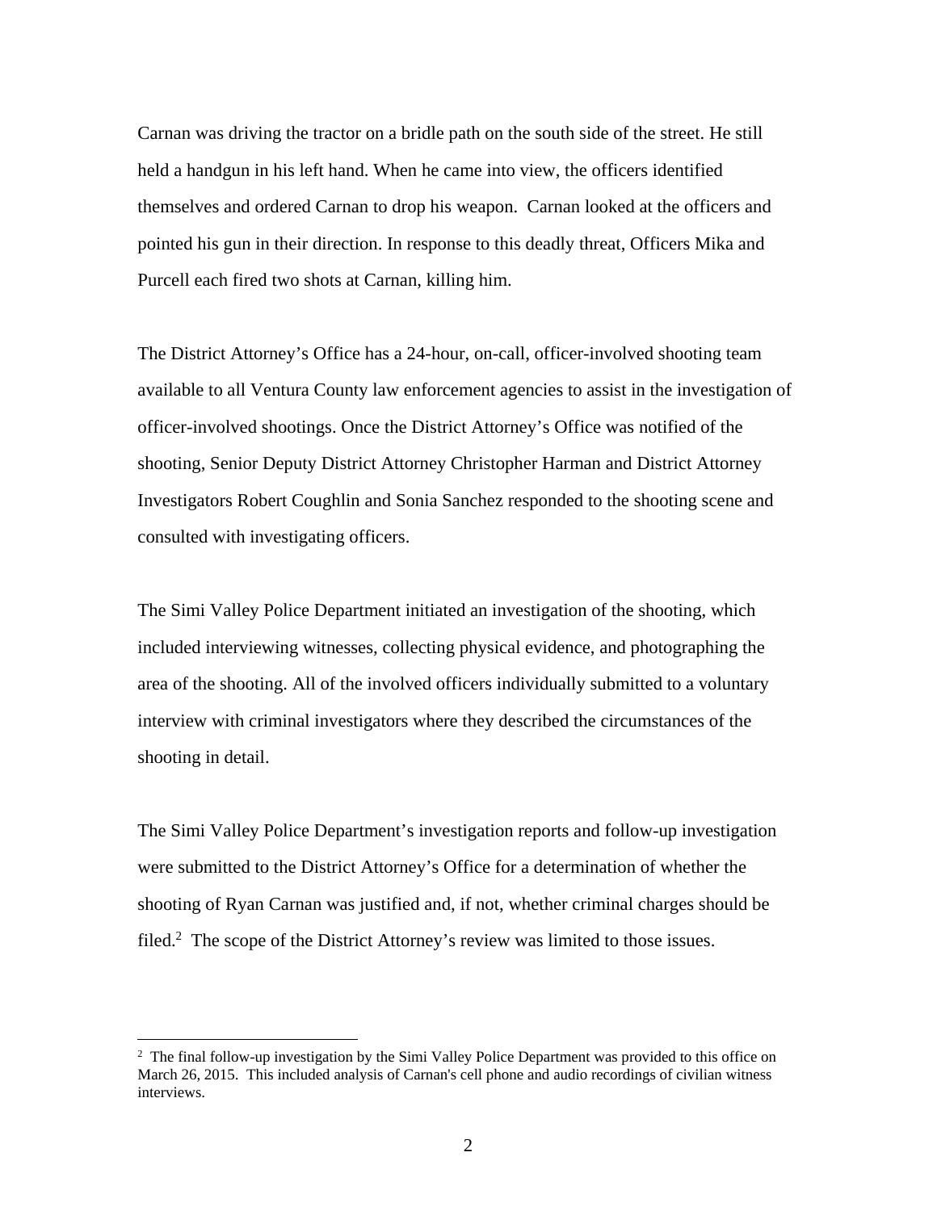Carnan was driving the tractor on a bridle path on the south side of the street. He still held a handgun in his left hand. When he came into view, the officers identified themselves and ordered Carnan to drop his weapon. Carnan looked at the officers and pointed his gun in their direction. In response to this deadly threat, Officers Mika and Purcell each fired two shots at Carnan, killing him.

The District Attorney's Office has a 24-hour, on-call, officer-involved shooting team available to all Ventura County law enforcement agencies to assist in the investigation of officer-involved shootings. Once the District Attorney's Office was notified of the shooting, Senior Deputy District Attorney Christopher Harman and District Attorney Investigators Robert Coughlin and Sonia Sanchez responded to the shooting scene and consulted with investigating officers.

The Simi Valley Police Department initiated an investigation of the shooting, which included interviewing witnesses, collecting physical evidence, and photographing the area of the shooting. All of the involved officers individually submitted to a voluntary interview with criminal investigators where they described the circumstances of the shooting in detail.

The Simi Valley Police Department's investigation reports and follow-up investigation were submitted to the District Attorney's Office for a determination of whether the shooting of Ryan Carnan was justified and, if not, whether criminal charges should be filed.[2] The scope of the District Attorney's review was limited to those issues.

[2] The final follow-up investigation by the Simi Valley Police Department was provided to this office on March 26, 2015. This included analysis of Carnan's cell phone and audio recordings of civilian witness interviews.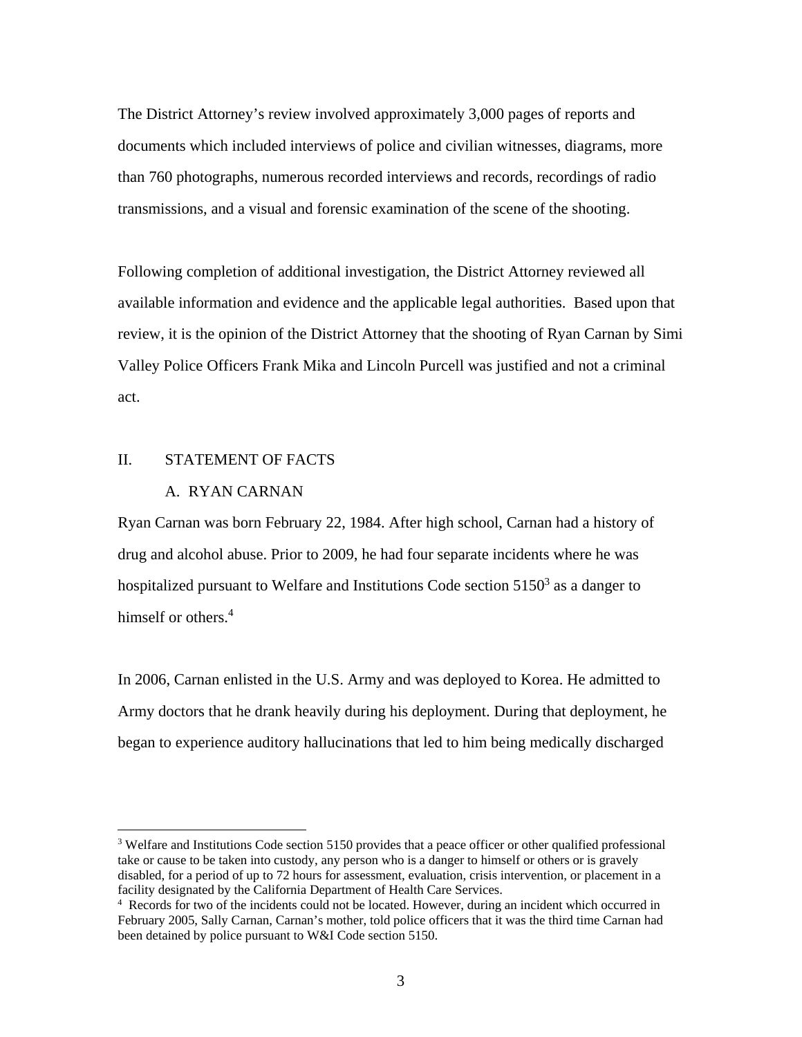The District Attorney's review involved approximately 3,000 pages of reports and documents which included interviews of police and civilian witnesses, diagrams, more than 760 photographs, numerous recorded interviews and records, recordings of radio transmissions, and a visual and forensic examination of the scene of the shooting.

Following completion of additional investigation, the District Attorney reviewed all available information and evidence and the applicable legal authorities. Based upon that review, it is the opinion of the District Attorney that the shooting of Ryan Carnan by Simi Valley Police Officers Frank Mika and Lincoln Purcell was justified and not a criminal act.

## II. STATEMENT OF FACTS

### A. RYAN CARNAN

Ryan Carnan was born February 22, 1984. After high school, Carnan had a history of drug and alcohol abuse. Prior to 2009, he had four separate incidents where he was hospitalized pursuant to Welfare and Institutions Code section 5150[3] as a danger to himself or others.[4]

In 2006, Carnan enlisted in the U.S. Army and was deployed to Korea. He admitted to Army doctors that he drank heavily during his deployment. During that deployment, he began to experience auditory hallucinations that led to him being medically discharged

---

[3] Welfare and Institutions Code section 5150 provides that a peace officer or other qualified professional take or cause to be taken into custody, any person who is a danger to himself or others or is gravely disabled, for a period of up to 72 hours for assessment, evaluation, crisis intervention, or placement in a facility designated by the California Department of Health Care Services.

[4] Records for two of the incidents could not be located. However, during an incident which occurred in February 2005, Sally Carnan, Carnan's mother, told police officers that it was the third time Carnan had been detained by police pursuant to W&I Code section 5150.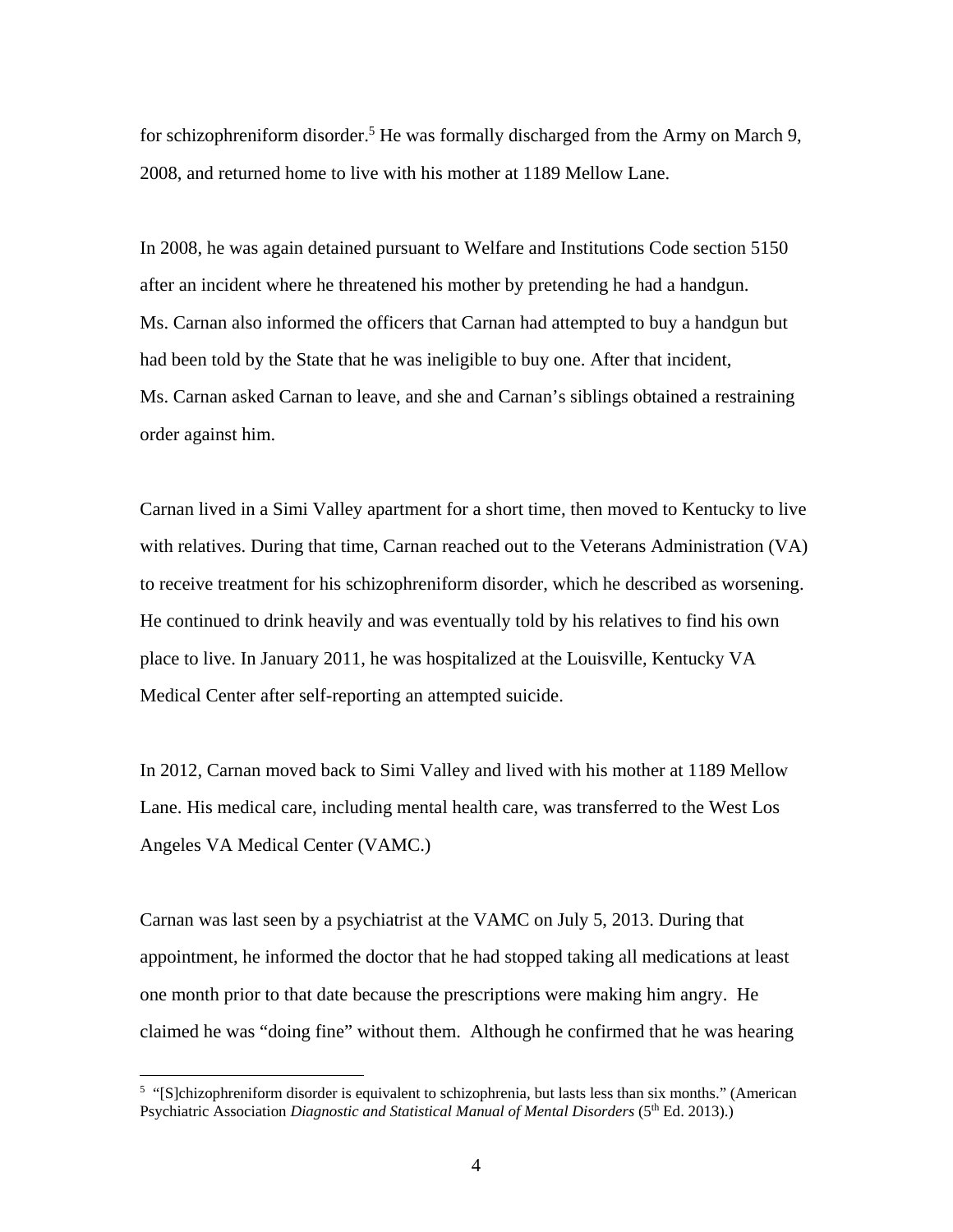for schizophreniform disorder.[5] He was formally discharged from the Army on March 9, 2008, and returned home to live with his mother at 1189 Mellow Lane.

In 2008, he was again detained pursuant to Welfare and Institutions Code section 5150 after an incident where he threatened his mother by pretending he had a handgun. Ms. Carnan also informed the officers that Carnan had attempted to buy a handgun but had been told by the State that he was ineligible to buy one. After that incident, Ms. Carnan asked Carnan to leave, and she and Carnan's siblings obtained a restraining order against him.

Carnan lived in a Simi Valley apartment for a short time, then moved to Kentucky to live with relatives. During that time, Carnan reached out to the Veterans Administration (VA) to receive treatment for his schizophreniform disorder, which he described as worsening. He continued to drink heavily and was eventually told by his relatives to find his own place to live. In January 2011, he was hospitalized at the Louisville, Kentucky VA Medical Center after self-reporting an attempted suicide.

In 2012, Carnan moved back to Simi Valley and lived with his mother at 1189 Mellow Lane. His medical care, including mental health care, was transferred to the West Los Angeles VA Medical Center (VAMC.)

Carnan was last seen by a psychiatrist at the VAMC on July 5, 2013. During that appointment, he informed the doctor that he had stopped taking all medications at least one month prior to that date because the prescriptions were making him angry. He claimed he was "doing fine" without them. Although he confirmed that he was hearing

[5] "[S]chizophreniform disorder is equivalent to schizophrenia, but lasts less than six months." (American Psychiatric Association *Diagnostic and Statistical Manual of Mental Disorders* (5th Ed. 2013).)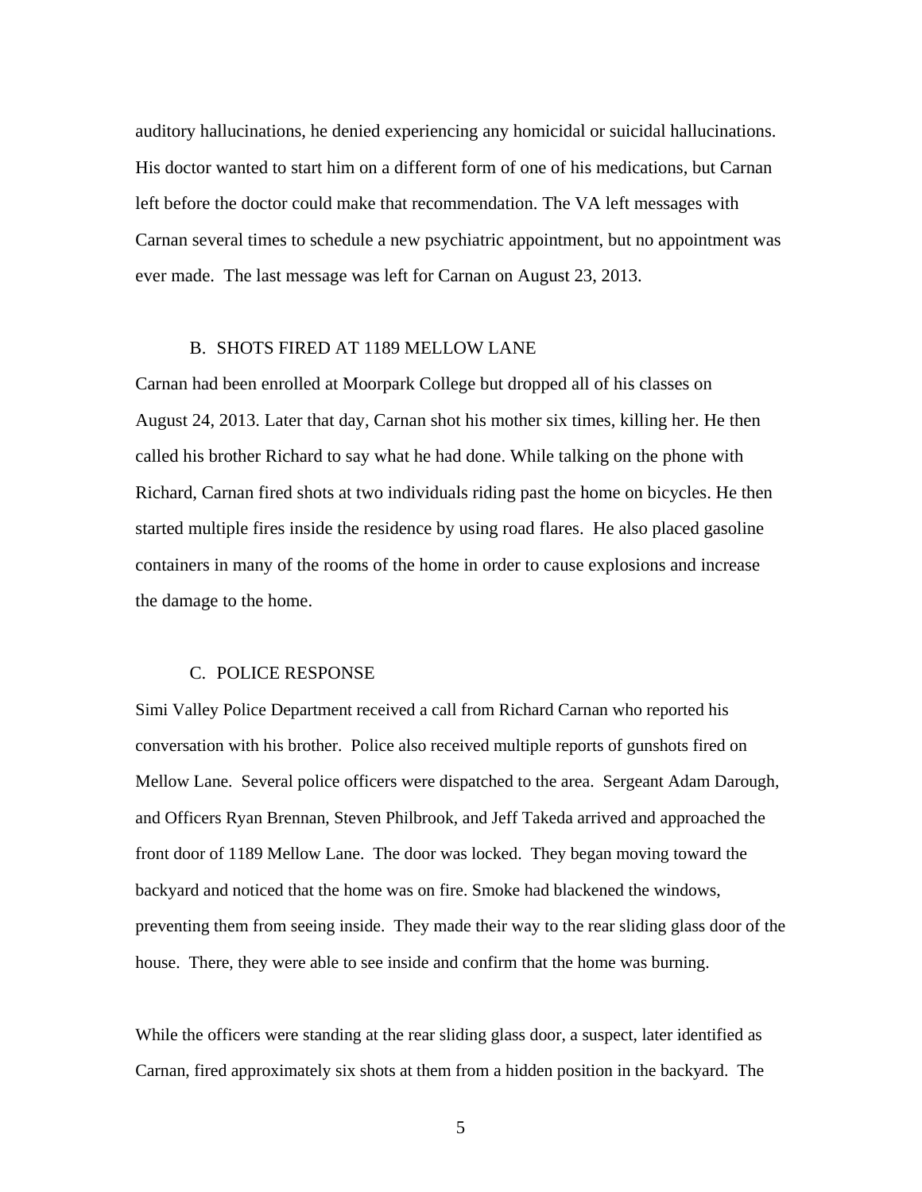auditory hallucinations, he denied experiencing any homicidal or suicidal hallucinations. His doctor wanted to start him on a different form of one of his medications, but Carnan left before the doctor could make that recommendation. The VA left messages with Carnan several times to schedule a new psychiatric appointment, but no appointment was ever made. The last message was left for Carnan on August 23, 2013.

### B. SHOTS FIRED AT 1189 MELLOW LANE

Carnan had been enrolled at Moorpark College but dropped all of his classes on August 24, 2013. Later that day, Carnan shot his mother six times, killing her. He then called his brother Richard to say what he had done. While talking on the phone with Richard, Carnan fired shots at two individuals riding past the home on bicycles. He then started multiple fires inside the residence by using road flares. He also placed gasoline containers in many of the rooms of the home in order to cause explosions and increase the damage to the home.

### C. POLICE RESPONSE

Simi Valley Police Department received a call from Richard Carnan who reported his conversation with his brother. Police also received multiple reports of gunshots fired on Mellow Lane. Several police officers were dispatched to the area. Sergeant Adam Darough, and Officers Ryan Brennan, Steven Philbrook, and Jeff Takeda arrived and approached the front door of 1189 Mellow Lane. The door was locked. They began moving toward the backyard and noticed that the home was on fire. Smoke had blackened the windows, preventing them from seeing inside. They made their way to the rear sliding glass door of the house. There, they were able to see inside and confirm that the home was burning.

While the officers were standing at the rear sliding glass door, a suspect, later identified as Carnan, fired approximately six shots at them from a hidden position in the backyard. The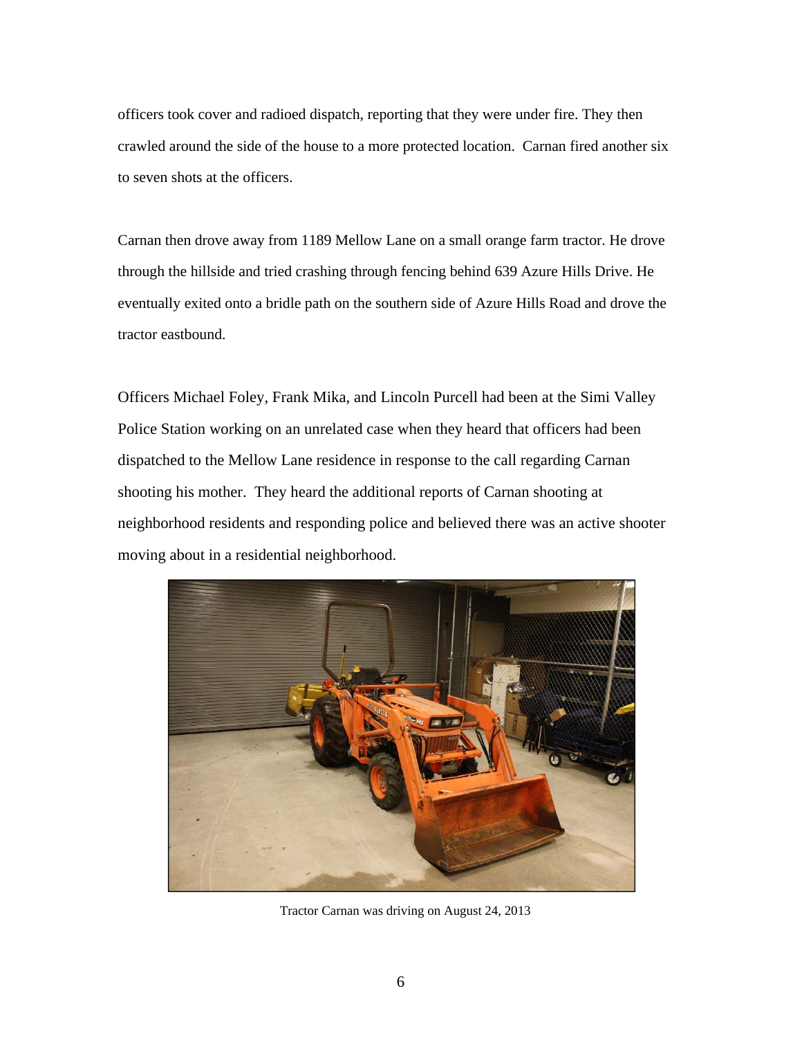officers took cover and radioed dispatch, reporting that they were under fire. They then crawled around the side of the house to a more protected location. Carnan fired another six to seven shots at the officers.

Carnan then drove away from 1189 Mellow Lane on a small orange farm tractor. He drove through the hillside and tried crashing through fencing behind 639 Azure Hills Drive. He eventually exited onto a bridle path on the southern side of Azure Hills Road and drove the tractor eastbound.

Officers Michael Foley, Frank Mika, and Lincoln Purcell had been at the Simi Valley Police Station working on an unrelated case when they heard that officers had been dispatched to the Mellow Lane residence in response to the call regarding Carnan shooting his mother. They heard the additional reports of Carnan shooting at neighborhood residents and responding police and believed there was an active shooter moving about in a residential neighborhood.

Tractor Carnan was driving on August 24, 2013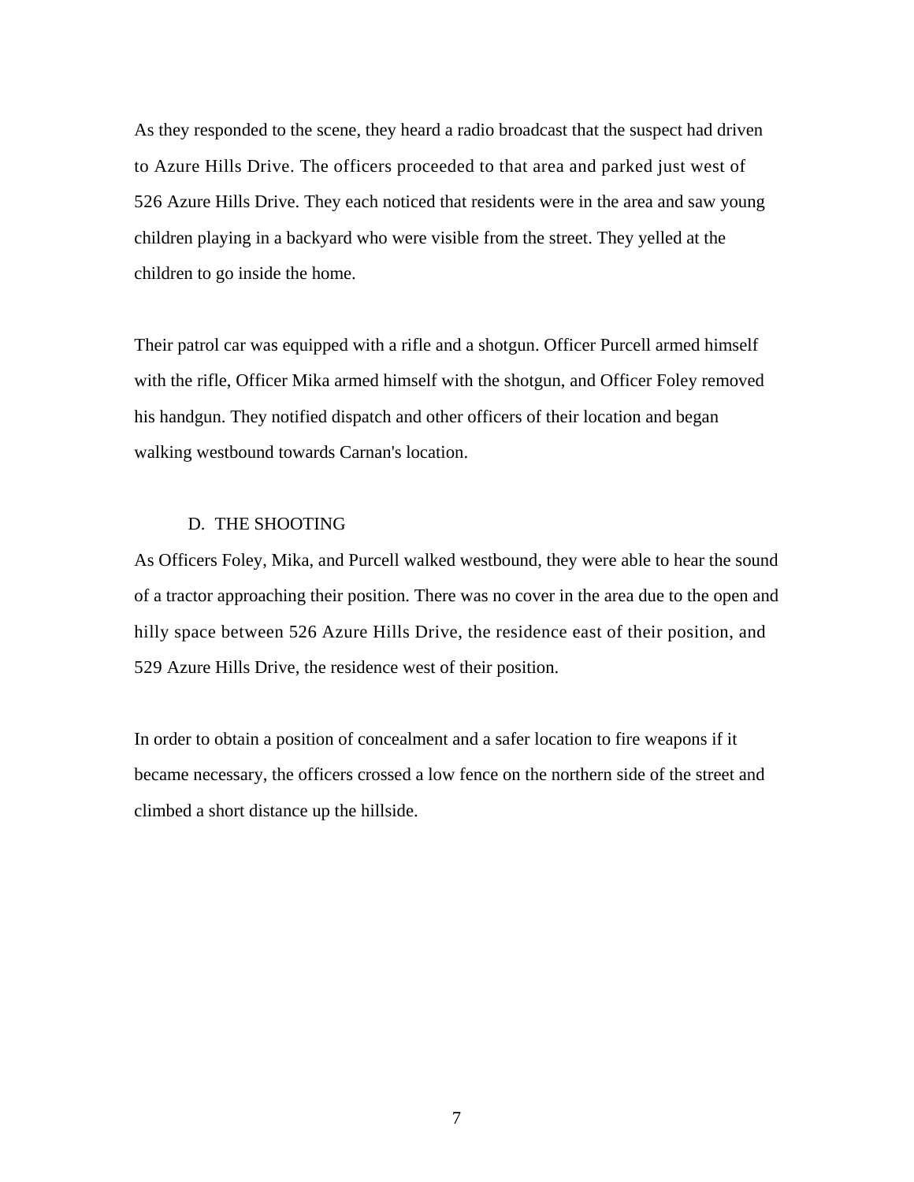As they responded to the scene, they heard a radio broadcast that the suspect had driven to Azure Hills Drive. The officers proceeded to that area and parked just west of 526 Azure Hills Drive. They each noticed that residents were in the area and saw young children playing in a backyard who were visible from the street. They yelled at the children to go inside the home.

Their patrol car was equipped with a rifle and a shotgun. Officer Purcell armed himself with the rifle, Officer Mika armed himself with the shotgun, and Officer Foley removed his handgun. They notified dispatch and other officers of their location and began walking westbound towards Carnan's location.

### D. THE SHOOTING

As Officers Foley, Mika, and Purcell walked westbound, they were able to hear the sound of a tractor approaching their position. There was no cover in the area due to the open and hilly space between 526 Azure Hills Drive, the residence east of their position, and 529 Azure Hills Drive, the residence west of their position.

In order to obtain a position of concealment and a safer location to fire weapons if it became necessary, the officers crossed a low fence on the northern side of the street and climbed a short distance up the hillside.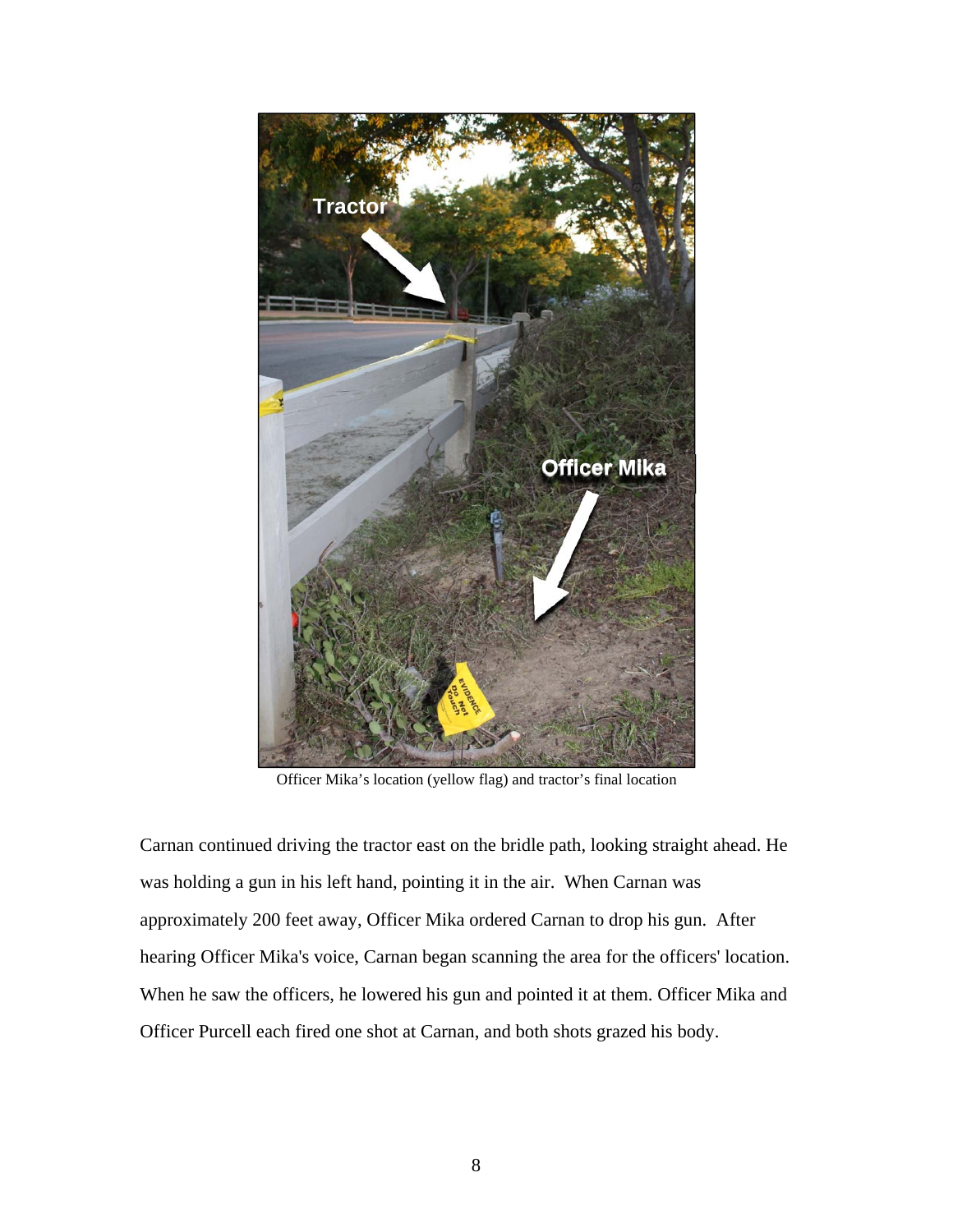Officer Mika's location (yellow flag) and tractor's final location

Carnan continued driving the tractor east on the bridle path, looking straight ahead. He was holding a gun in his left hand, pointing it in the air. When Carnan was approximately 200 feet away, Officer Mika ordered Carnan to drop his gun. After hearing Officer Mika's voice, Carnan began scanning the area for the officers' location. When he saw the officers, he lowered his gun and pointed it at them. Officer Mika and Officer Purcell each fired one shot at Carnan, and both shots grazed his body.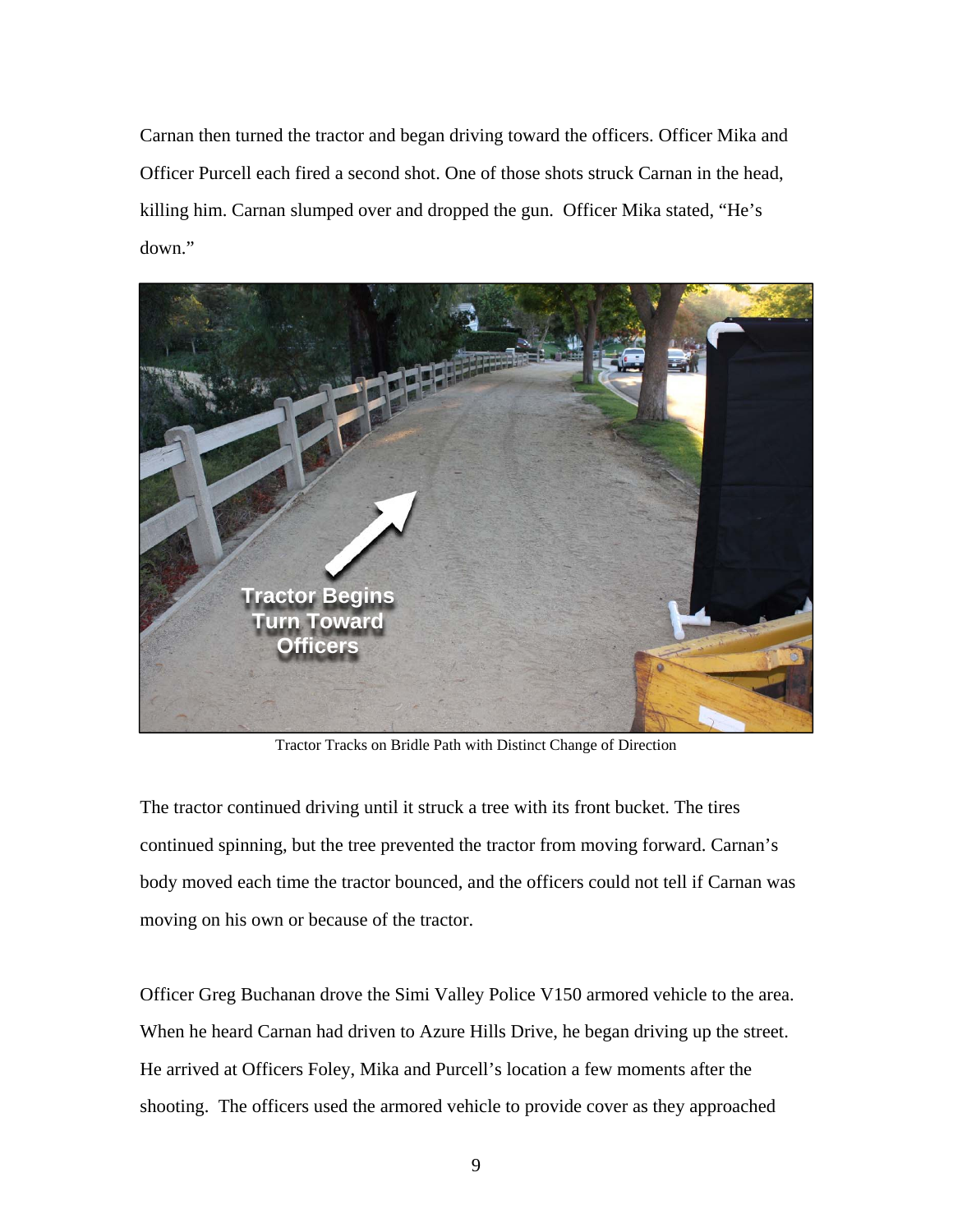Carnan then turned the tractor and began driving toward the officers. Officer Mika and Officer Purcell each fired a second shot. One of those shots struck Carnan in the head, killing him. Carnan slumped over and dropped the gun. Officer Mika stated, "He's down."

Tractor Tracks on Bridle Path with Distinct Change of Direction

The tractor continued driving until it struck a tree with its front bucket. The tires continued spinning, but the tree prevented the tractor from moving forward. Carnan's body moved each time the tractor bounced, and the officers could not tell if Carnan was moving on his own or because of the tractor.

Officer Greg Buchanan drove the Simi Valley Police V150 armored vehicle to the area. When he heard Carnan had driven to Azure Hills Drive, he began driving up the street. He arrived at Officers Foley, Mika and Purcell's location a few moments after the shooting. The officers used the armored vehicle to provide cover as they approached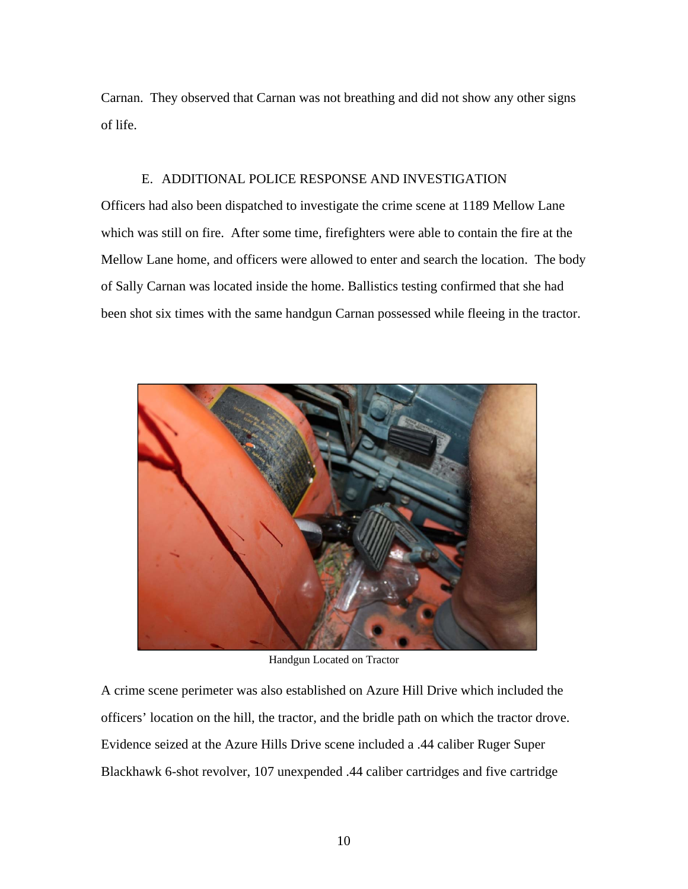Carnan. They observed that Carnan was not breathing and did not show any other signs of life.

### E. ADDITIONAL POLICE RESPONSE AND INVESTIGATION

Officers had also been dispatched to investigate the crime scene at 1189 Mellow Lane which was still on fire. After some time, firefighters were able to contain the fire at the Mellow Lane home, and officers were allowed to enter and search the location. The body of Sally Carnan was located inside the home. Ballistics testing confirmed that she had been shot six times with the same handgun Carnan possessed while fleeing in the tractor.

Handgun Located on Tractor

A crime scene perimeter was also established on Azure Hill Drive which included the officers' location on the hill, the tractor, and the bridle path on which the tractor drove. Evidence seized at the Azure Hills Drive scene included a .44 caliber Ruger Super Blackhawk 6-shot revolver, 107 unexpended .44 caliber cartridges and five cartridge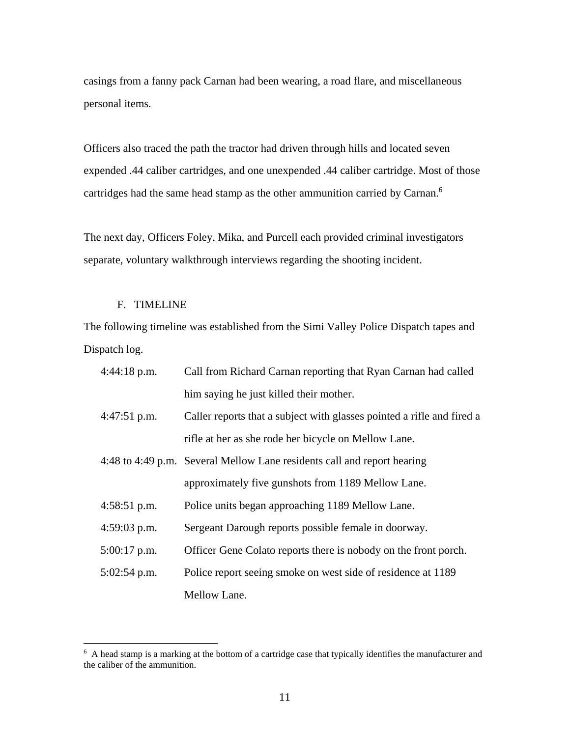casings from a fanny pack Carnan had been wearing, a road flare, and miscellaneous personal items.

Officers also traced the path the tractor had driven through hills and located seven expended .44 caliber cartridges, and one unexpended .44 caliber cartridge. Most of those cartridges had the same head stamp as the other ammunition carried by Carnan.[6]

The next day, Officers Foley, Mika, and Purcell each provided criminal investigators separate, voluntary walkthrough interviews regarding the shooting incident.

### F. TIMELINE

The following timeline was established from the Simi Valley Police Dispatch tapes and Dispatch log.

| | |
|---|---|
| 4:44:18 p.m. | Call from Richard Carnan reporting that Ryan Carnan had called him saying he just killed their mother. |
| 4:47:51 p.m. | Caller reports that a subject with glasses pointed a rifle and fired a rifle at her as she rode her bicycle on Mellow Lane. |
| 4:48 to 4:49 p.m. | Several Mellow Lane residents call and report hearing approximately five gunshots from 1189 Mellow Lane. |
| 4:58:51 p.m. | Police units began approaching 1189 Mellow Lane. |
| 4:59:03 p.m. | Sergeant Darough reports possible female in doorway. |
| 5:00:17 p.m. | Officer Gene Colato reports there is nobody on the front porch. |
| 5:02:54 p.m. | Police report seeing smoke on west side of residence at 1189 Mellow Lane. |

[6] A head stamp is a marking at the bottom of a cartridge case that typically identifies the manufacturer and the caliber of the ammunition.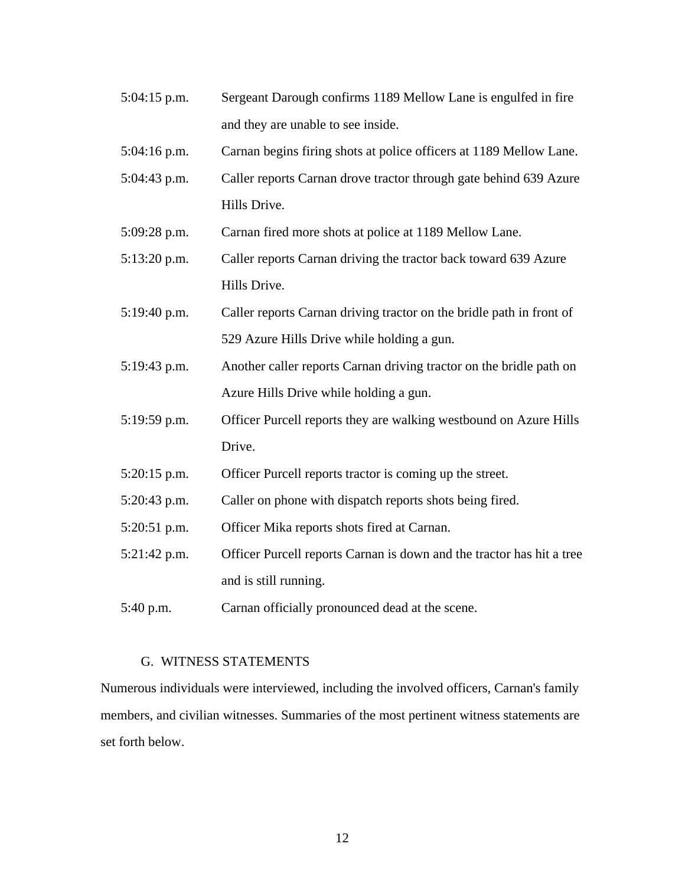| | |
|---|---|
| 5:04:15 p.m. | Sergeant Darough confirms 1189 Mellow Lane is engulfed in fire and they are unable to see inside. |
| 5:04:16 p.m. | Carnan begins firing shots at police officers at 1189 Mellow Lane. |
| 5:04:43 p.m. | Caller reports Carnan drove tractor through gate behind 639 Azure Hills Drive. |
| 5:09:28 p.m. | Carnan fired more shots at police at 1189 Mellow Lane. |
| 5:13:20 p.m. | Caller reports Carnan driving the tractor back toward 639 Azure Hills Drive. |
| 5:19:40 p.m. | Caller reports Carnan driving tractor on the bridle path in front of 529 Azure Hills Drive while holding a gun. |
| 5:19:43 p.m. | Another caller reports Carnan driving tractor on the bridle path on Azure Hills Drive while holding a gun. |
| 5:19:59 p.m. | Officer Purcell reports they are walking westbound on Azure Hills Drive. |
| 5:20:15 p.m. | Officer Purcell reports tractor is coming up the street. |
| 5:20:43 p.m. | Caller on phone with dispatch reports shots being fired. |
| 5:20:51 p.m. | Officer Mika reports shots fired at Carnan. |
| 5:21:42 p.m. | Officer Purcell reports Carnan is down and the tractor has hit a tree and is still running. |
| 5:40 p.m. | Carnan officially pronounced dead at the scene. |

### G. WITNESS STATEMENTS

Numerous individuals were interviewed, including the involved officers, Carnan's family members, and civilian witnesses. Summaries of the most pertinent witness statements are set forth below.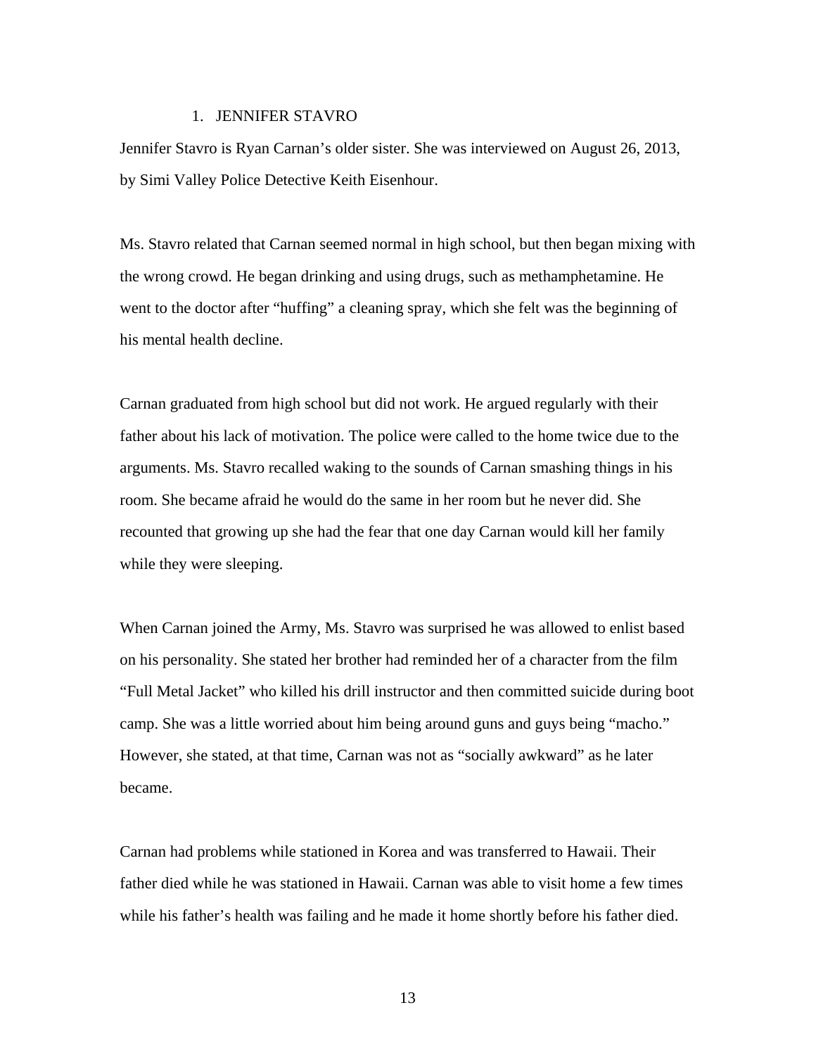1. JENNIFER STAVRO

Jennifer Stavro is Ryan Carnan's older sister. She was interviewed on August 26, 2013, by Simi Valley Police Detective Keith Eisenhour.

Ms. Stavro related that Carnan seemed normal in high school, but then began mixing with the wrong crowd. He began drinking and using drugs, such as methamphetamine. He went to the doctor after "huffing" a cleaning spray, which she felt was the beginning of his mental health decline.

Carnan graduated from high school but did not work. He argued regularly with their father about his lack of motivation. The police were called to the home twice due to the arguments. Ms. Stavro recalled waking to the sounds of Carnan smashing things in his room. She became afraid he would do the same in her room but he never did. She recounted that growing up she had the fear that one day Carnan would kill her family while they were sleeping.

When Carnan joined the Army, Ms. Stavro was surprised he was allowed to enlist based on his personality. She stated her brother had reminded her of a character from the film "Full Metal Jacket" who killed his drill instructor and then committed suicide during boot camp. She was a little worried about him being around guns and guys being "macho." However, she stated, at that time, Carnan was not as "socially awkward" as he later became.

Carnan had problems while stationed in Korea and was transferred to Hawaii. Their father died while he was stationed in Hawaii. Carnan was able to visit home a few times while his father's health was failing and he made it home shortly before his father died.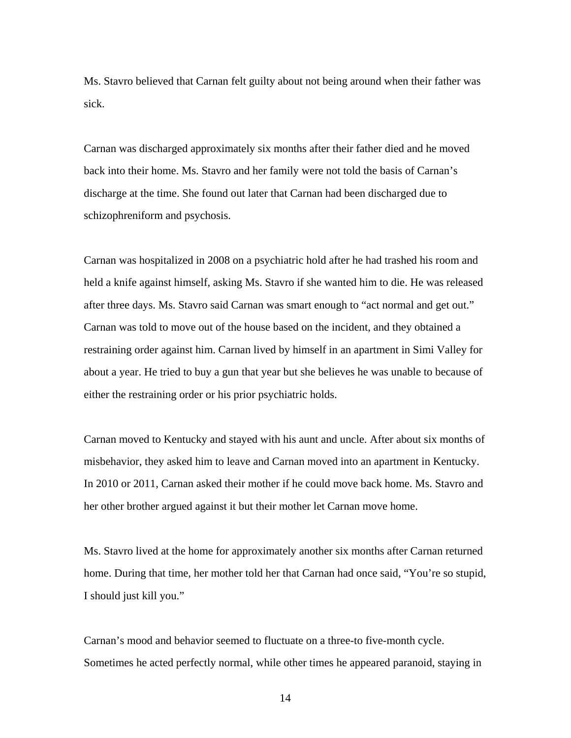Ms. Stavro believed that Carnan felt guilty about not being around when their father was sick.

Carnan was discharged approximately six months after their father died and he moved back into their home. Ms. Stavro and her family were not told the basis of Carnan's discharge at the time. She found out later that Carnan had been discharged due to schizophreniform and psychosis.

Carnan was hospitalized in 2008 on a psychiatric hold after he had trashed his room and held a knife against himself, asking Ms. Stavro if she wanted him to die. He was released after three days. Ms. Stavro said Carnan was smart enough to "act normal and get out." Carnan was told to move out of the house based on the incident, and they obtained a restraining order against him. Carnan lived by himself in an apartment in Simi Valley for about a year. He tried to buy a gun that year but she believes he was unable to because of either the restraining order or his prior psychiatric holds.

Carnan moved to Kentucky and stayed with his aunt and uncle. After about six months of misbehavior, they asked him to leave and Carnan moved into an apartment in Kentucky. In 2010 or 2011, Carnan asked their mother if he could move back home. Ms. Stavro and her other brother argued against it but their mother let Carnan move home.

Ms. Stavro lived at the home for approximately another six months after Carnan returned home. During that time, her mother told her that Carnan had once said, "You're so stupid, I should just kill you."

Carnan's mood and behavior seemed to fluctuate on a three-to five-month cycle. Sometimes he acted perfectly normal, while other times he appeared paranoid, staying in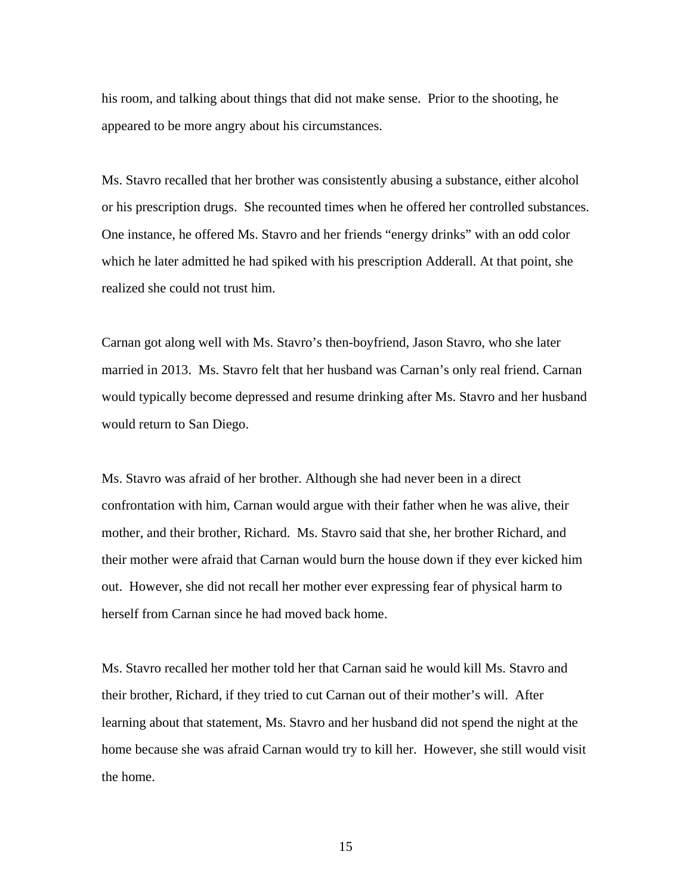his room, and talking about things that did not make sense. Prior to the shooting, he appeared to be more angry about his circumstances.

Ms. Stavro recalled that her brother was consistently abusing a substance, either alcohol or his prescription drugs. She recounted times when he offered her controlled substances. One instance, he offered Ms. Stavro and her friends "energy drinks" with an odd color which he later admitted he had spiked with his prescription Adderall. At that point, she realized she could not trust him.

Carnan got along well with Ms. Stavro's then-boyfriend, Jason Stavro, who she later married in 2013. Ms. Stavro felt that her husband was Carnan's only real friend. Carnan would typically become depressed and resume drinking after Ms. Stavro and her husband would return to San Diego.

Ms. Stavro was afraid of her brother. Although she had never been in a direct confrontation with him, Carnan would argue with their father when he was alive, their mother, and their brother, Richard. Ms. Stavro said that she, her brother Richard, and their mother were afraid that Carnan would burn the house down if they ever kicked him out. However, she did not recall her mother ever expressing fear of physical harm to herself from Carnan since he had moved back home.

Ms. Stavro recalled her mother told her that Carnan said he would kill Ms. Stavro and their brother, Richard, if they tried to cut Carnan out of their mother's will. After learning about that statement, Ms. Stavro and her husband did not spend the night at the home because she was afraid Carnan would try to kill her. However, she still would visit the home.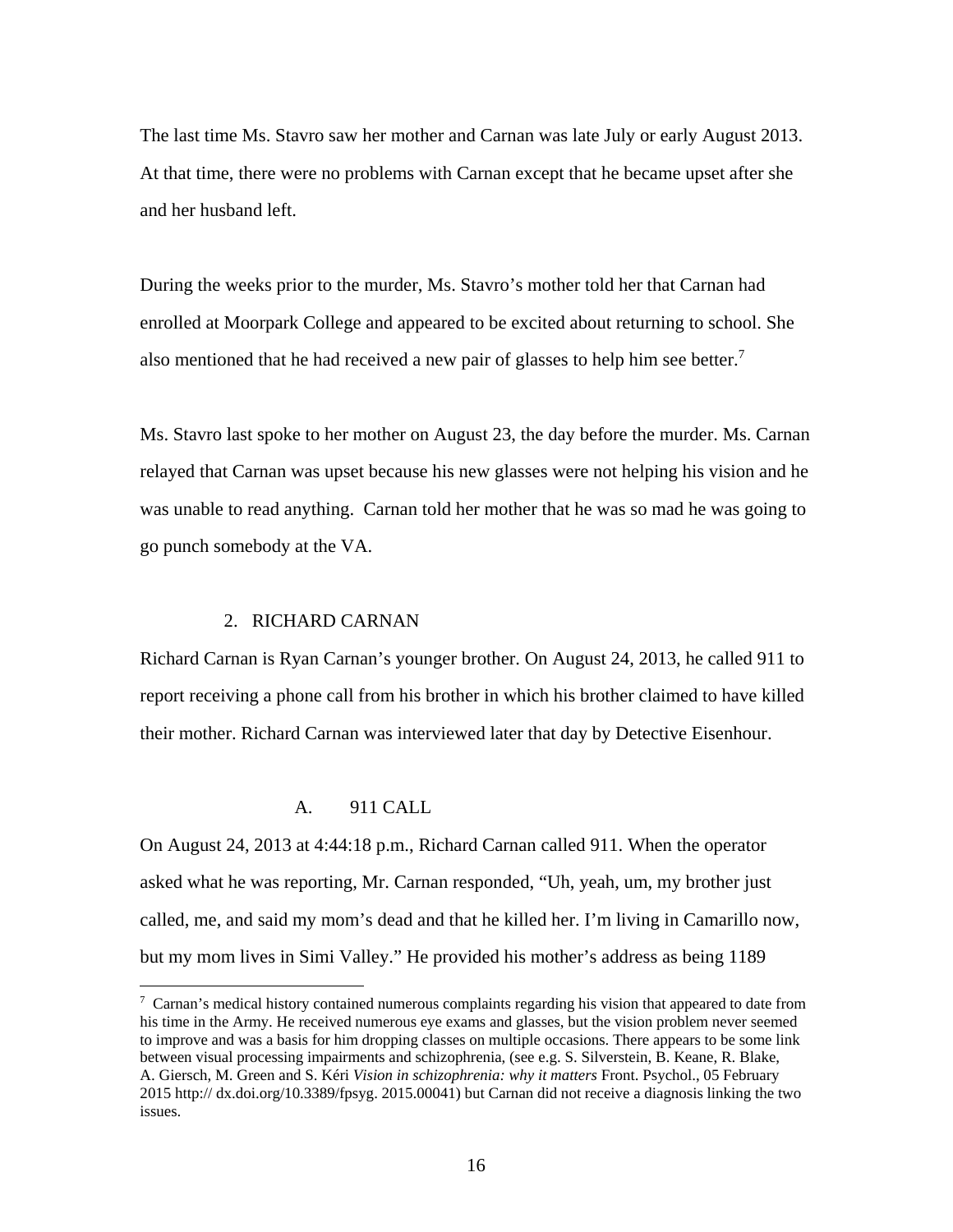The last time Ms. Stavro saw her mother and Carnan was late July or early August 2013. At that time, there were no problems with Carnan except that he became upset after she and her husband left.

During the weeks prior to the murder, Ms. Stavro's mother told her that Carnan had enrolled at Moorpark College and appeared to be excited about returning to school. She also mentioned that he had received a new pair of glasses to help him see better.[7]

Ms. Stavro last spoke to her mother on August 23, the day before the murder. Ms. Carnan relayed that Carnan was upset because his new glasses were not helping his vision and he was unable to read anything. Carnan told her mother that he was so mad he was going to go punch somebody at the VA.

### 2. RICHARD CARNAN

Richard Carnan is Ryan Carnan's younger brother. On August 24, 2013, he called 911 to report receiving a phone call from his brother in which his brother claimed to have killed their mother. Richard Carnan was interviewed later that day by Detective Eisenhour.

#### A. 911 CALL

On August 24, 2013 at 4:44:18 p.m., Richard Carnan called 911. When the operator asked what he was reporting, Mr. Carnan responded, "Uh, yeah, um, my brother just called, me, and said my mom's dead and that he killed her. I'm living in Camarillo now, but my mom lives in Simi Valley." He provided his mother's address as being 1189

---

[7] Carnan's medical history contained numerous complaints regarding his vision that appeared to date from his time in the Army. He received numerous eye exams and glasses, but the vision problem never seemed to improve and was a basis for him dropping classes on multiple occasions. There appears to be some link between visual processing impairments and schizophrenia, (see e.g. S. Silverstein, B. Keane, R. Blake, A. Giersch, M. Green and S. Kéri *Vision in schizophrenia: why it matters* Front. Psychol., 05 February 2015 http:// dx.doi.org/10.3389/fpsyg. 2015.00041) but Carnan did not receive a diagnosis linking the two issues.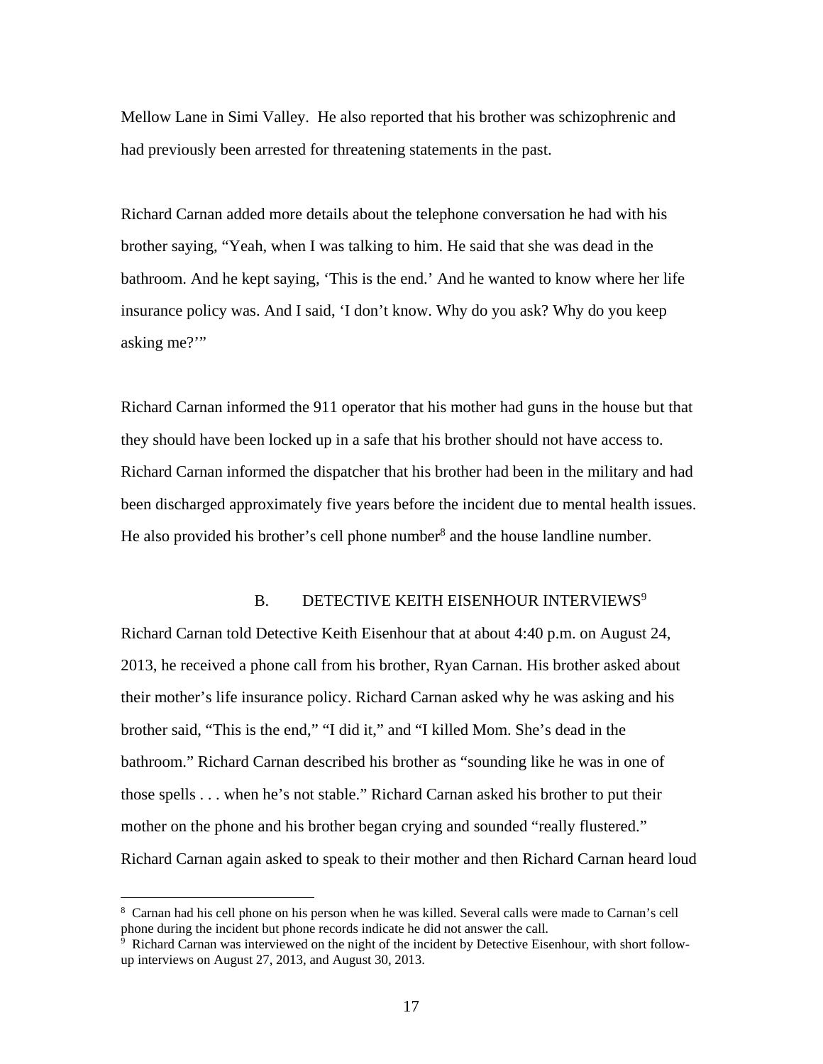Mellow Lane in Simi Valley. He also reported that his brother was schizophrenic and had previously been arrested for threatening statements in the past.

Richard Carnan added more details about the telephone conversation he had with his brother saying, "Yeah, when I was talking to him. He said that she was dead in the bathroom. And he kept saying, 'This is the end.' And he wanted to know where her life insurance policy was. And I said, 'I don't know. Why do you ask? Why do you keep asking me?'"

Richard Carnan informed the 911 operator that his mother had guns in the house but that they should have been locked up in a safe that his brother should not have access to. Richard Carnan informed the dispatcher that his brother had been in the military and had been discharged approximately five years before the incident due to mental health issues. He also provided his brother's cell phone number[8] and the house landline number.

### B. DETECTIVE KEITH EISENHOUR INTERVIEWS[9]

Richard Carnan told Detective Keith Eisenhour that at about 4:40 p.m. on August 24, 2013, he received a phone call from his brother, Ryan Carnan. His brother asked about their mother's life insurance policy. Richard Carnan asked why he was asking and his brother said, "This is the end," "I did it," and "I killed Mom. She's dead in the bathroom." Richard Carnan described his brother as "sounding like he was in one of those spells . . . when he's not stable." Richard Carnan asked his brother to put their mother on the phone and his brother began crying and sounded "really flustered." Richard Carnan again asked to speak to their mother and then Richard Carnan heard loud

[8] Carnan had his cell phone on his person when he was killed. Several calls were made to Carnan's cell phone during the incident but phone records indicate he did not answer the call.

[9] Richard Carnan was interviewed on the night of the incident by Detective Eisenhour, with short follow-up interviews on August 27, 2013, and August 30, 2013.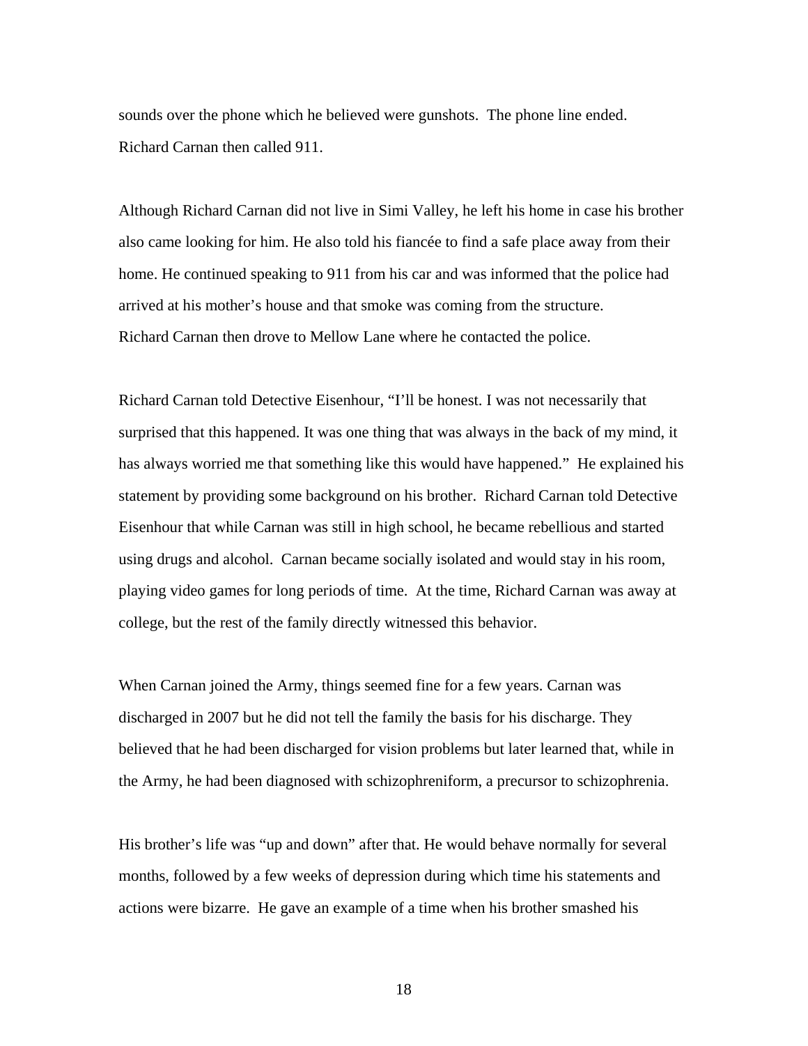sounds over the phone which he believed were gunshots. The phone line ended. Richard Carnan then called 911.

Although Richard Carnan did not live in Simi Valley, he left his home in case his brother also came looking for him. He also told his fiancée to find a safe place away from their home. He continued speaking to 911 from his car and was informed that the police had arrived at his mother's house and that smoke was coming from the structure. Richard Carnan then drove to Mellow Lane where he contacted the police.

Richard Carnan told Detective Eisenhour, "I'll be honest. I was not necessarily that surprised that this happened. It was one thing that was always in the back of my mind, it has always worried me that something like this would have happened." He explained his statement by providing some background on his brother. Richard Carnan told Detective Eisenhour that while Carnan was still in high school, he became rebellious and started using drugs and alcohol. Carnan became socially isolated and would stay in his room, playing video games for long periods of time. At the time, Richard Carnan was away at college, but the rest of the family directly witnessed this behavior.

When Carnan joined the Army, things seemed fine for a few years. Carnan was discharged in 2007 but he did not tell the family the basis for his discharge. They believed that he had been discharged for vision problems but later learned that, while in the Army, he had been diagnosed with schizophreniform, a precursor to schizophrenia.

His brother's life was "up and down" after that. He would behave normally for several months, followed by a few weeks of depression during which time his statements and actions were bizarre. He gave an example of a time when his brother smashed his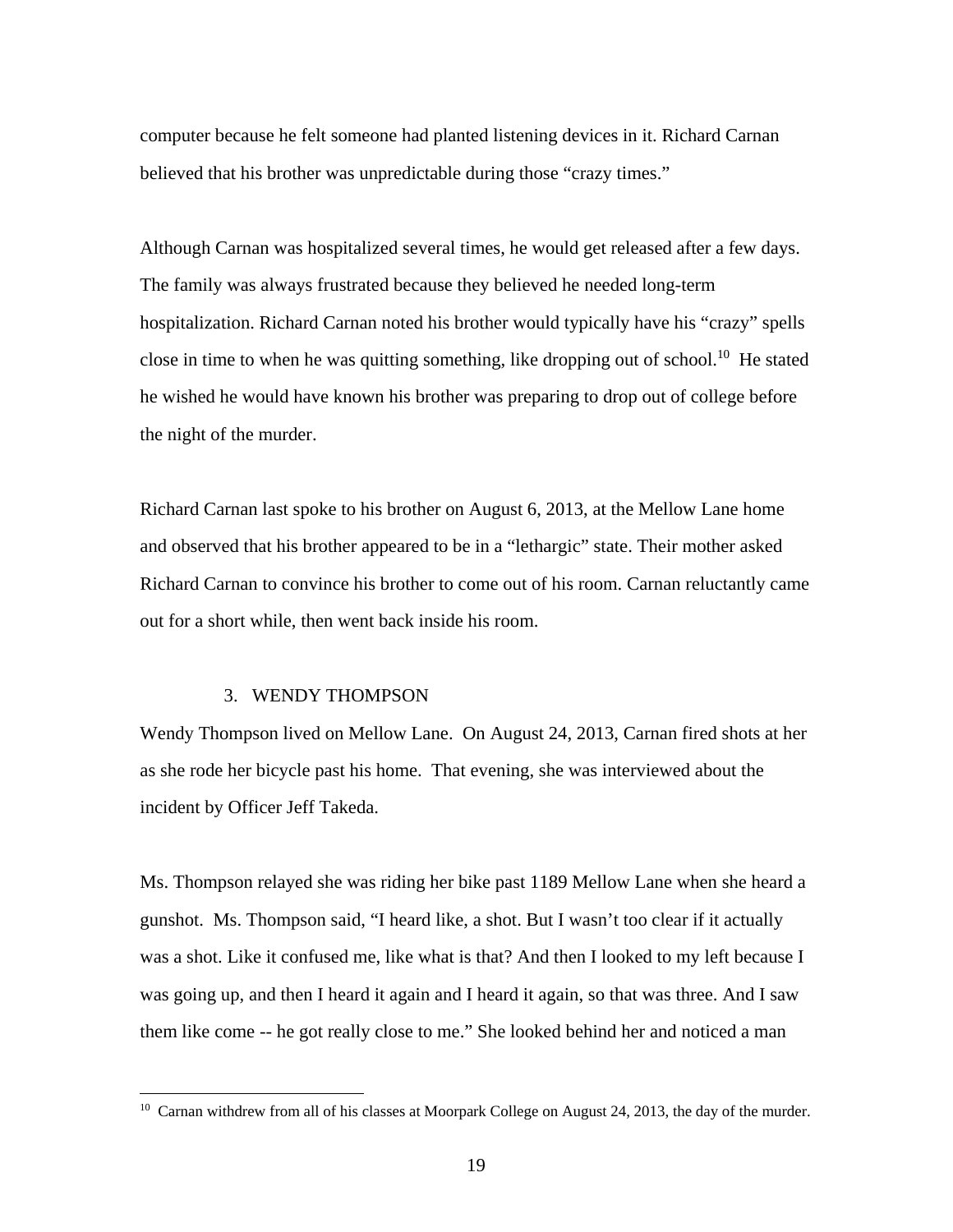computer because he felt someone had planted listening devices in it. Richard Carnan believed that his brother was unpredictable during those "crazy times."

Although Carnan was hospitalized several times, he would get released after a few days. The family was always frustrated because they believed he needed long-term hospitalization. Richard Carnan noted his brother would typically have his "crazy" spells close in time to when he was quitting something, like dropping out of school.[10] He stated he wished he would have known his brother was preparing to drop out of college before the night of the murder.

Richard Carnan last spoke to his brother on August 6, 2013, at the Mellow Lane home and observed that his brother appeared to be in a "lethargic" state. Their mother asked Richard Carnan to convince his brother to come out of his room. Carnan reluctantly came out for a short while, then went back inside his room.

### 3. WENDY THOMPSON

Wendy Thompson lived on Mellow Lane. On August 24, 2013, Carnan fired shots at her as she rode her bicycle past his home. That evening, she was interviewed about the incident by Officer Jeff Takeda.

Ms. Thompson relayed she was riding her bike past 1189 Mellow Lane when she heard a gunshot. Ms. Thompson said, "I heard like, a shot. But I wasn't too clear if it actually was a shot. Like it confused me, like what is that? And then I looked to my left because I was going up, and then I heard it again and I heard it again, so that was three. And I saw them like come -- he got really close to me." She looked behind her and noticed a man

[10] Carnan withdrew from all of his classes at Moorpark College on August 24, 2013, the day of the murder.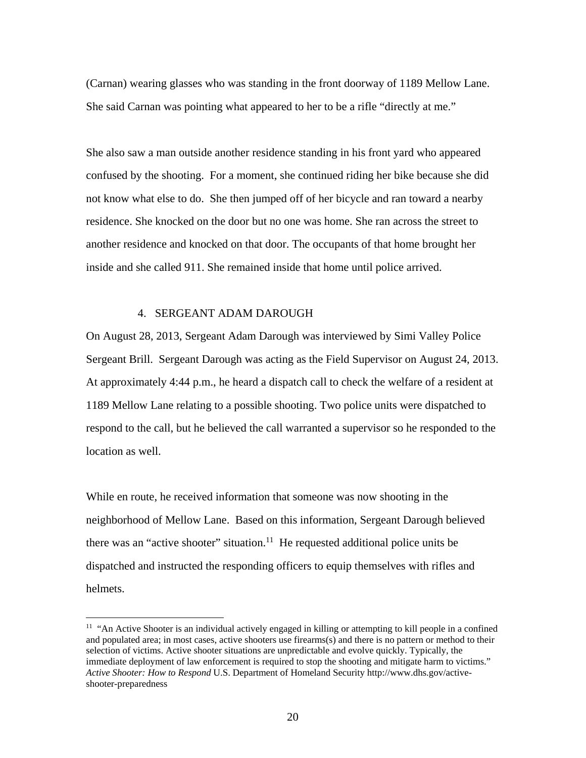(Carnan) wearing glasses who was standing in the front doorway of 1189 Mellow Lane. She said Carnan was pointing what appeared to her to be a rifle "directly at me."

She also saw a man outside another residence standing in his front yard who appeared confused by the shooting. For a moment, she continued riding her bike because she did not know what else to do. She then jumped off of her bicycle and ran toward a nearby residence. She knocked on the door but no one was home. She ran across the street to another residence and knocked on that door. The occupants of that home brought her inside and she called 911. She remained inside that home until police arrived.

4. SERGEANT ADAM DAROUGH

On August 28, 2013, Sergeant Adam Darough was interviewed by Simi Valley Police Sergeant Brill. Sergeant Darough was acting as the Field Supervisor on August 24, 2013. At approximately 4:44 p.m., he heard a dispatch call to check the welfare of a resident at 1189 Mellow Lane relating to a possible shooting. Two police units were dispatched to respond to the call, but he believed the call warranted a supervisor so he responded to the location as well.

While en route, he received information that someone was now shooting in the neighborhood of Mellow Lane. Based on this information, Sergeant Darough believed there was an "active shooter" situation.[11] He requested additional police units be dispatched and instructed the responding officers to equip themselves with rifles and helmets.

[11] "An Active Shooter is an individual actively engaged in killing or attempting to kill people in a confined and populated area; in most cases, active shooters use firearms(s) and there is no pattern or method to their selection of victims. Active shooter situations are unpredictable and evolve quickly. Typically, the immediate deployment of law enforcement is required to stop the shooting and mitigate harm to victims." *Active Shooter: How to Respond* U.S. Department of Homeland Security http://www.dhs.gov/active-shooter-preparedness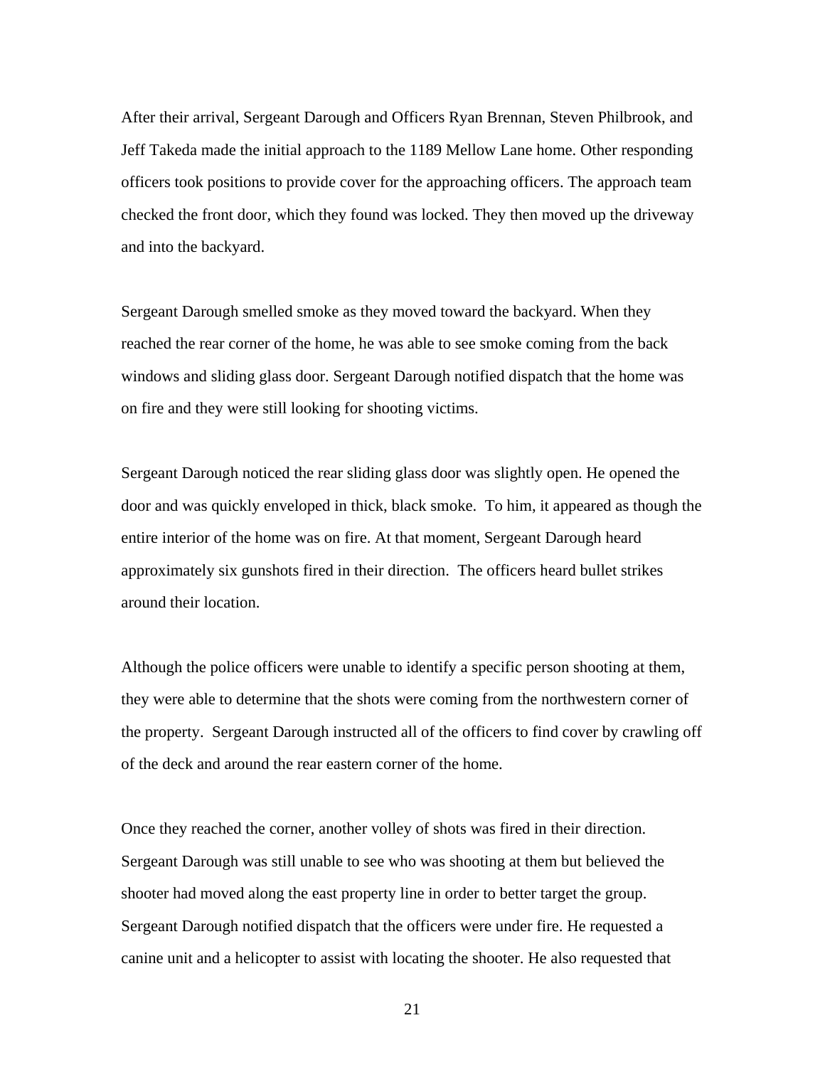After their arrival, Sergeant Darough and Officers Ryan Brennan, Steven Philbrook, and Jeff Takeda made the initial approach to the 1189 Mellow Lane home. Other responding officers took positions to provide cover for the approaching officers. The approach team checked the front door, which they found was locked. They then moved up the driveway and into the backyard.

Sergeant Darough smelled smoke as they moved toward the backyard. When they reached the rear corner of the home, he was able to see smoke coming from the back windows and sliding glass door. Sergeant Darough notified dispatch that the home was on fire and they were still looking for shooting victims.

Sergeant Darough noticed the rear sliding glass door was slightly open. He opened the door and was quickly enveloped in thick, black smoke. To him, it appeared as though the entire interior of the home was on fire. At that moment, Sergeant Darough heard approximately six gunshots fired in their direction. The officers heard bullet strikes around their location.

Although the police officers were unable to identify a specific person shooting at them, they were able to determine that the shots were coming from the northwestern corner of the property. Sergeant Darough instructed all of the officers to find cover by crawling off of the deck and around the rear eastern corner of the home.

Once they reached the corner, another volley of shots was fired in their direction. Sergeant Darough was still unable to see who was shooting at them but believed the shooter had moved along the east property line in order to better target the group. Sergeant Darough notified dispatch that the officers were under fire. He requested a canine unit and a helicopter to assist with locating the shooter. He also requested that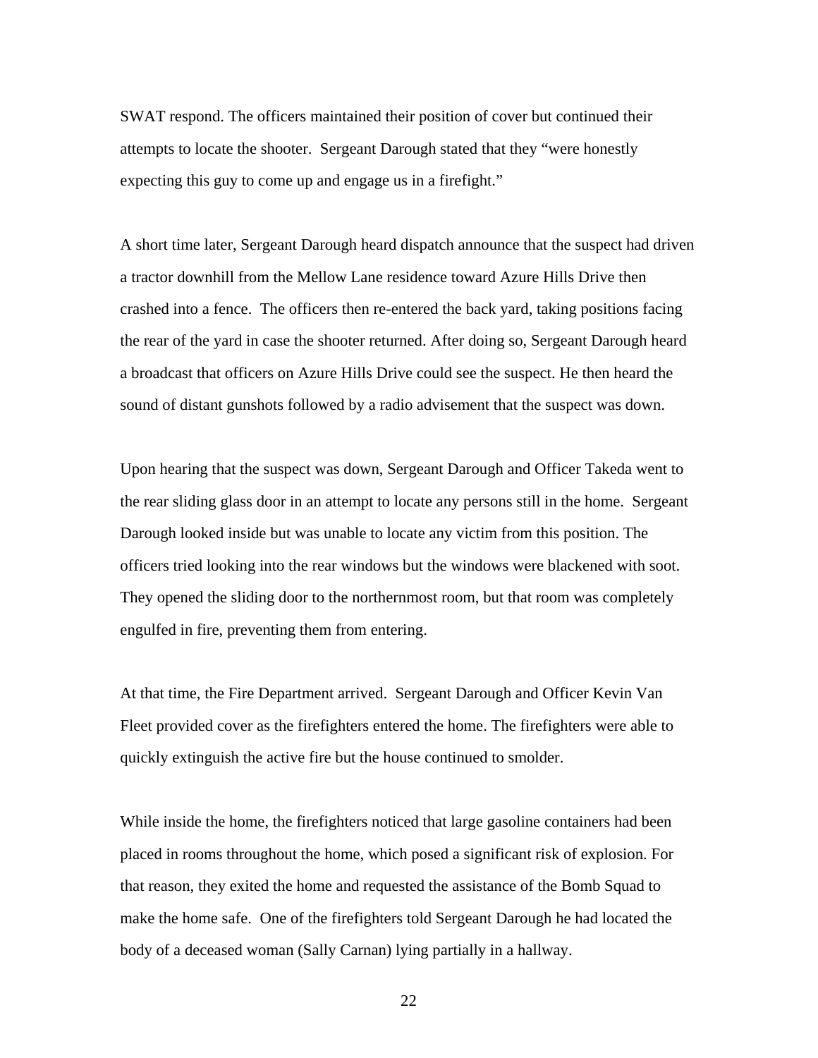SWAT respond. The officers maintained their position of cover but continued their attempts to locate the shooter. Sergeant Darough stated that they "were honestly expecting this guy to come up and engage us in a firefight."

A short time later, Sergeant Darough heard dispatch announce that the suspect had driven a tractor downhill from the Mellow Lane residence toward Azure Hills Drive then crashed into a fence. The officers then re-entered the back yard, taking positions facing the rear of the yard in case the shooter returned. After doing so, Sergeant Darough heard a broadcast that officers on Azure Hills Drive could see the suspect. He then heard the sound of distant gunshots followed by a radio advisement that the suspect was down.

Upon hearing that the suspect was down, Sergeant Darough and Officer Takeda went to the rear sliding glass door in an attempt to locate any persons still in the home. Sergeant Darough looked inside but was unable to locate any victim from this position. The officers tried looking into the rear windows but the windows were blackened with soot. They opened the sliding door to the northernmost room, but that room was completely engulfed in fire, preventing them from entering.

At that time, the Fire Department arrived. Sergeant Darough and Officer Kevin Van Fleet provided cover as the firefighters entered the home. The firefighters were able to quickly extinguish the active fire but the house continued to smolder.

While inside the home, the firefighters noticed that large gasoline containers had been placed in rooms throughout the home, which posed a significant risk of explosion. For that reason, they exited the home and requested the assistance of the Bomb Squad to make the home safe. One of the firefighters told Sergeant Darough he had located the body of a deceased woman (Sally Carnan) lying partially in a hallway.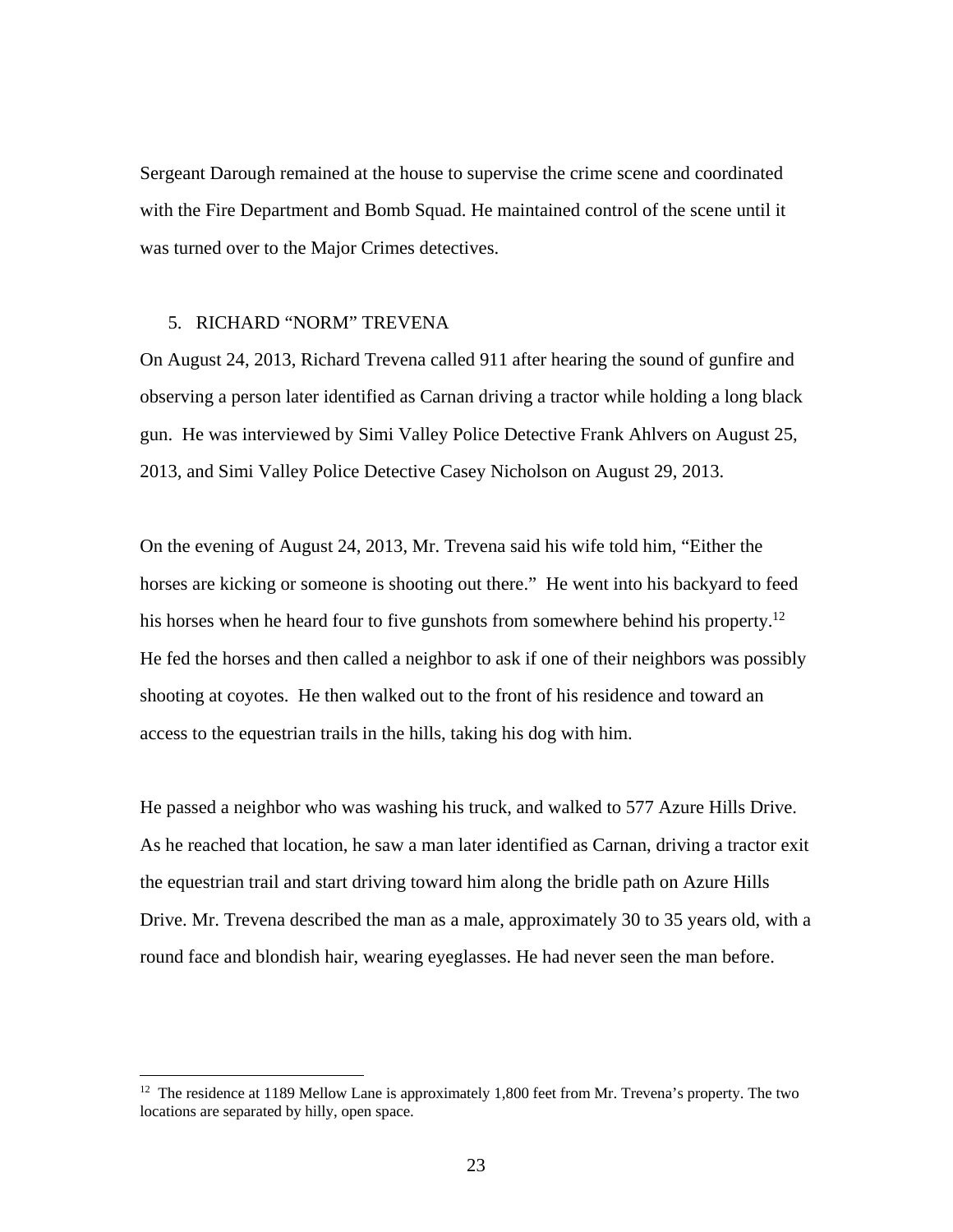Sergeant Darough remained at the house to supervise the crime scene and coordinated with the Fire Department and Bomb Squad. He maintained control of the scene until it was turned over to the Major Crimes detectives.

5. RICHARD "NORM" TREVENA

On August 24, 2013, Richard Trevena called 911 after hearing the sound of gunfire and observing a person later identified as Carnan driving a tractor while holding a long black gun. He was interviewed by Simi Valley Police Detective Frank Ahlvers on August 25, 2013, and Simi Valley Police Detective Casey Nicholson on August 29, 2013.

On the evening of August 24, 2013, Mr. Trevena said his wife told him, "Either the horses are kicking or someone is shooting out there." He went into his backyard to feed his horses when he heard four to five gunshots from somewhere behind his property.[12] He fed the horses and then called a neighbor to ask if one of their neighbors was possibly shooting at coyotes. He then walked out to the front of his residence and toward an access to the equestrian trails in the hills, taking his dog with him.

He passed a neighbor who was washing his truck, and walked to 577 Azure Hills Drive. As he reached that location, he saw a man later identified as Carnan, driving a tractor exit the equestrian trail and start driving toward him along the bridle path on Azure Hills Drive. Mr. Trevena described the man as a male, approximately 30 to 35 years old, with a round face and blondish hair, wearing eyeglasses. He had never seen the man before.

[12] The residence at 1189 Mellow Lane is approximately 1,800 feet from Mr. Trevena's property. The two locations are separated by hilly, open space.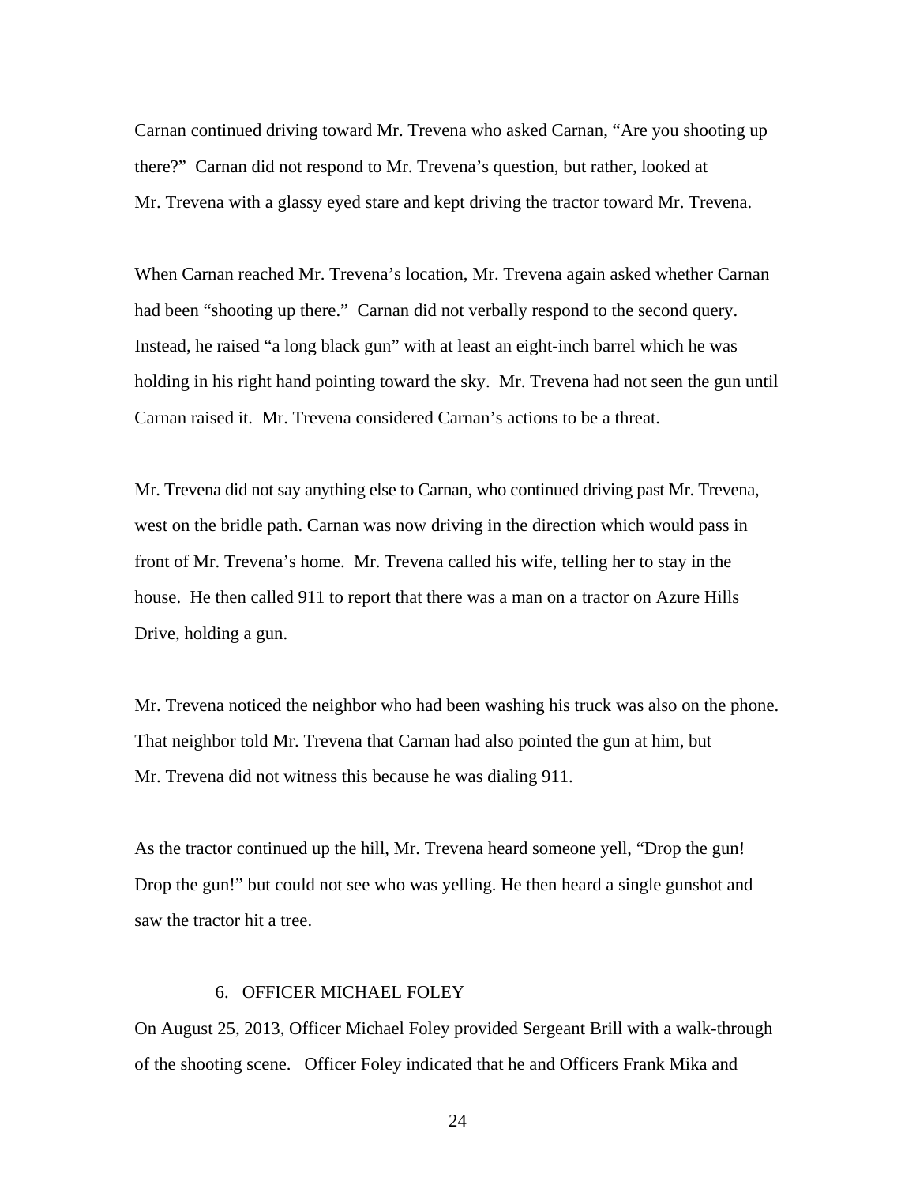Carnan continued driving toward Mr. Trevena who asked Carnan, “Are you shooting up there?” Carnan did not respond to Mr. Trevena’s question, but rather, looked at Mr. Trevena with a glassy eyed stare and kept driving the tractor toward Mr. Trevena.

When Carnan reached Mr. Trevena’s location, Mr. Trevena again asked whether Carnan had been “shooting up there.” Carnan did not verbally respond to the second query. Instead, he raised “a long black gun” with at least an eight-inch barrel which he was holding in his right hand pointing toward the sky. Mr. Trevena had not seen the gun until Carnan raised it. Mr. Trevena considered Carnan’s actions to be a threat.

Mr. Trevena did not say anything else to Carnan, who continued driving past Mr. Trevena, west on the bridle path. Carnan was now driving in the direction which would pass in front of Mr. Trevena’s home. Mr. Trevena called his wife, telling her to stay in the house. He then called 911 to report that there was a man on a tractor on Azure Hills Drive, holding a gun.

Mr. Trevena noticed the neighbor who had been washing his truck was also on the phone. That neighbor told Mr. Trevena that Carnan had also pointed the gun at him, but Mr. Trevena did not witness this because he was dialing 911.

As the tractor continued up the hill, Mr. Trevena heard someone yell, “Drop the gun! Drop the gun!” but could not see who was yelling. He then heard a single gunshot and saw the tractor hit a tree.

### 6. OFFICER MICHAEL FOLEY

On August 25, 2013, Officer Michael Foley provided Sergeant Brill with a walk-through of the shooting scene. Officer Foley indicated that he and Officers Frank Mika and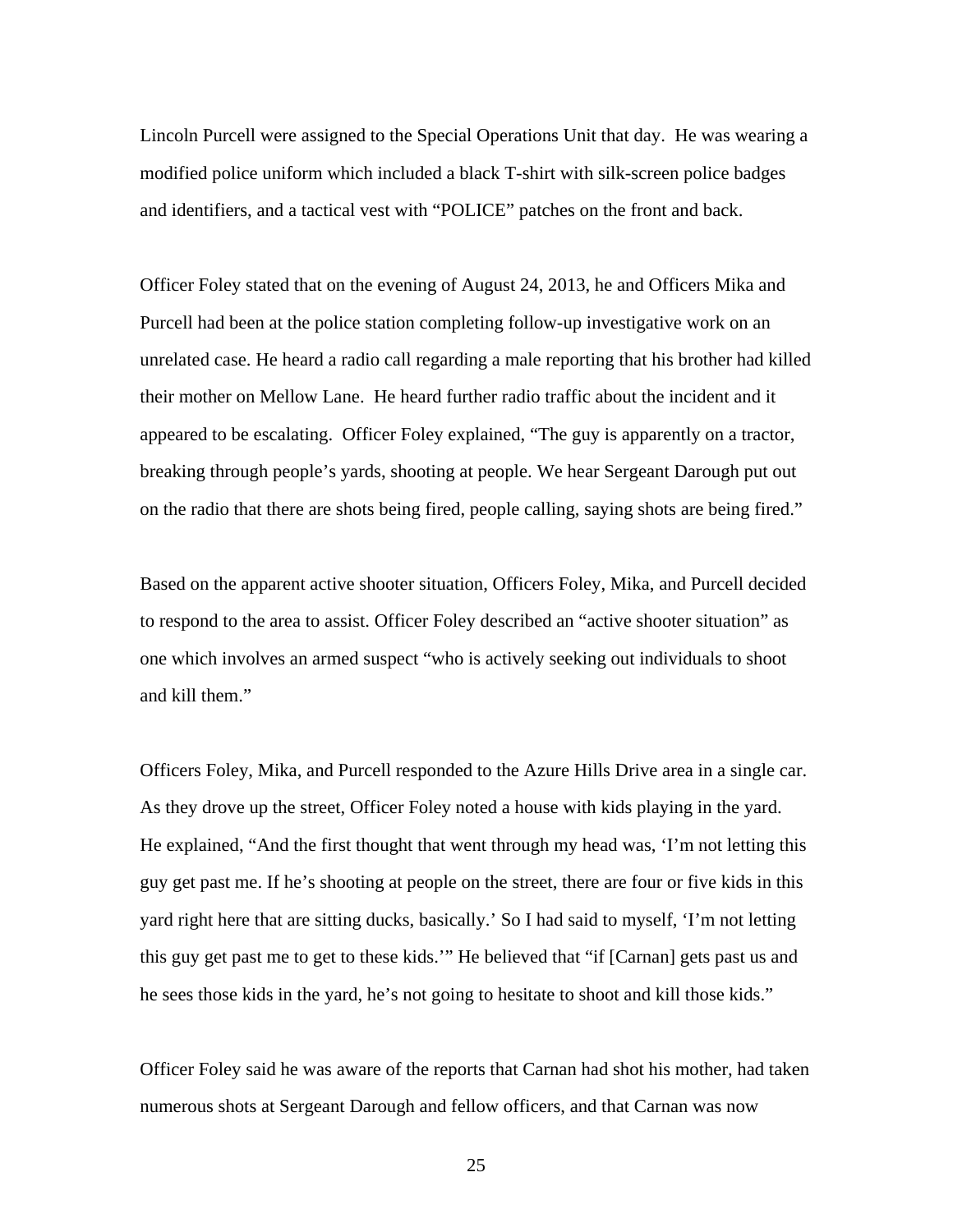Lincoln Purcell were assigned to the Special Operations Unit that day. He was wearing a modified police uniform which included a black T-shirt with silk-screen police badges and identifiers, and a tactical vest with "POLICE" patches on the front and back.

Officer Foley stated that on the evening of August 24, 2013, he and Officers Mika and Purcell had been at the police station completing follow-up investigative work on an unrelated case. He heard a radio call regarding a male reporting that his brother had killed their mother on Mellow Lane. He heard further radio traffic about the incident and it appeared to be escalating. Officer Foley explained, "The guy is apparently on a tractor, breaking through people's yards, shooting at people. We hear Sergeant Darough put out on the radio that there are shots being fired, people calling, saying shots are being fired."

Based on the apparent active shooter situation, Officers Foley, Mika, and Purcell decided to respond to the area to assist. Officer Foley described an "active shooter situation" as one which involves an armed suspect "who is actively seeking out individuals to shoot and kill them."

Officers Foley, Mika, and Purcell responded to the Azure Hills Drive area in a single car. As they drove up the street, Officer Foley noted a house with kids playing in the yard. He explained, "And the first thought that went through my head was, 'I'm not letting this guy get past me. If he's shooting at people on the street, there are four or five kids in this yard right here that are sitting ducks, basically.' So I had said to myself, 'I'm not letting this guy get past me to get to these kids.'" He believed that "if [Carnan] gets past us and he sees those kids in the yard, he's not going to hesitate to shoot and kill those kids."

Officer Foley said he was aware of the reports that Carnan had shot his mother, had taken numerous shots at Sergeant Darough and fellow officers, and that Carnan was now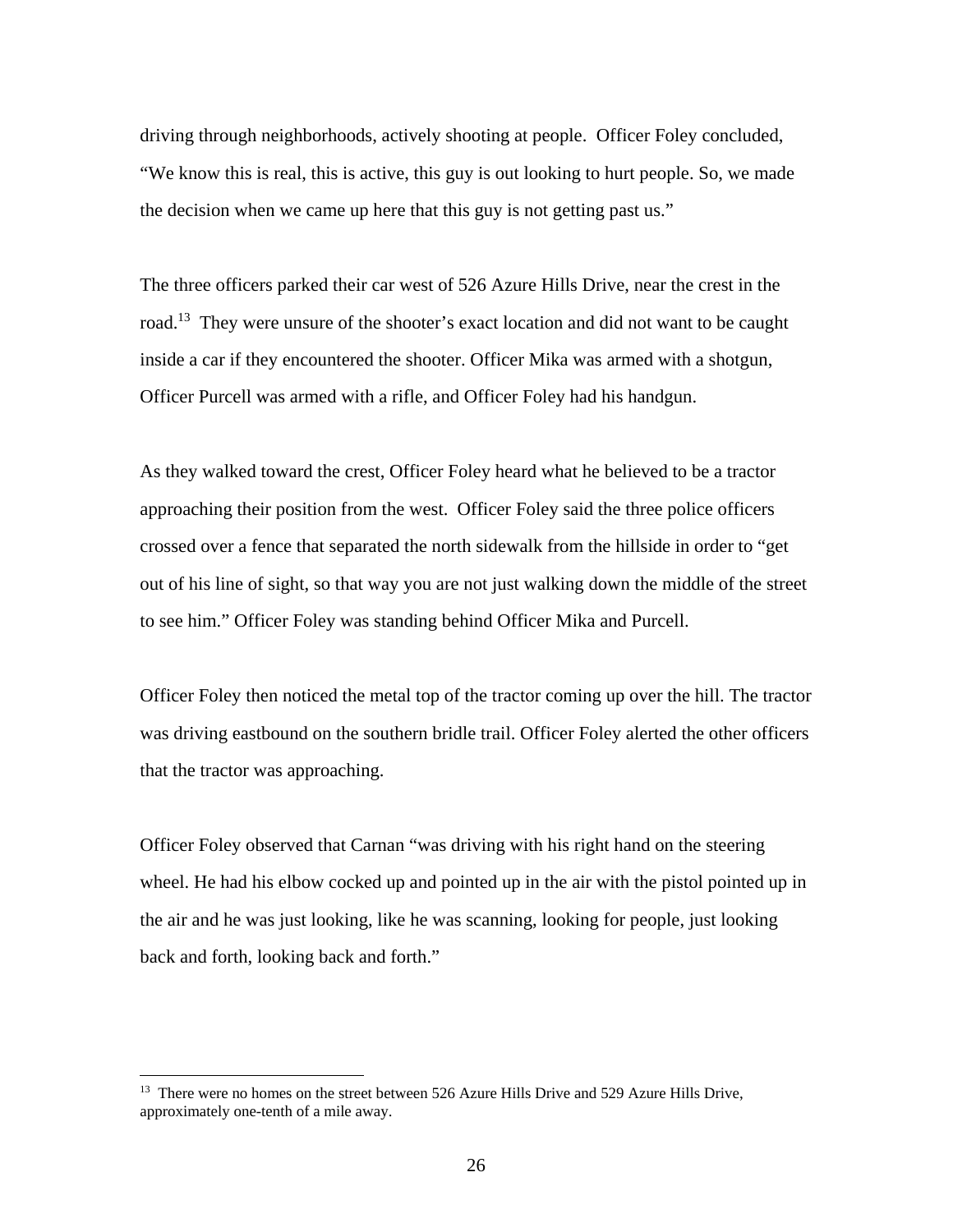driving through neighborhoods, actively shooting at people. Officer Foley concluded, "We know this is real, this is active, this guy is out looking to hurt people. So, we made the decision when we came up here that this guy is not getting past us."

The three officers parked their car west of 526 Azure Hills Drive, near the crest in the road.[13] They were unsure of the shooter's exact location and did not want to be caught inside a car if they encountered the shooter. Officer Mika was armed with a shotgun, Officer Purcell was armed with a rifle, and Officer Foley had his handgun.

As they walked toward the crest, Officer Foley heard what he believed to be a tractor approaching their position from the west. Officer Foley said the three police officers crossed over a fence that separated the north sidewalk from the hillside in order to "get out of his line of sight, so that way you are not just walking down the middle of the street to see him." Officer Foley was standing behind Officer Mika and Purcell.

Officer Foley then noticed the metal top of the tractor coming up over the hill. The tractor was driving eastbound on the southern bridle trail. Officer Foley alerted the other officers that the tractor was approaching.

Officer Foley observed that Carnan "was driving with his right hand on the steering wheel. He had his elbow cocked up and pointed up in the air with the pistol pointed up in the air and he was just looking, like he was scanning, looking for people, just looking back and forth, looking back and forth."

[13] There were no homes on the street between 526 Azure Hills Drive and 529 Azure Hills Drive, approximately one-tenth of a mile away.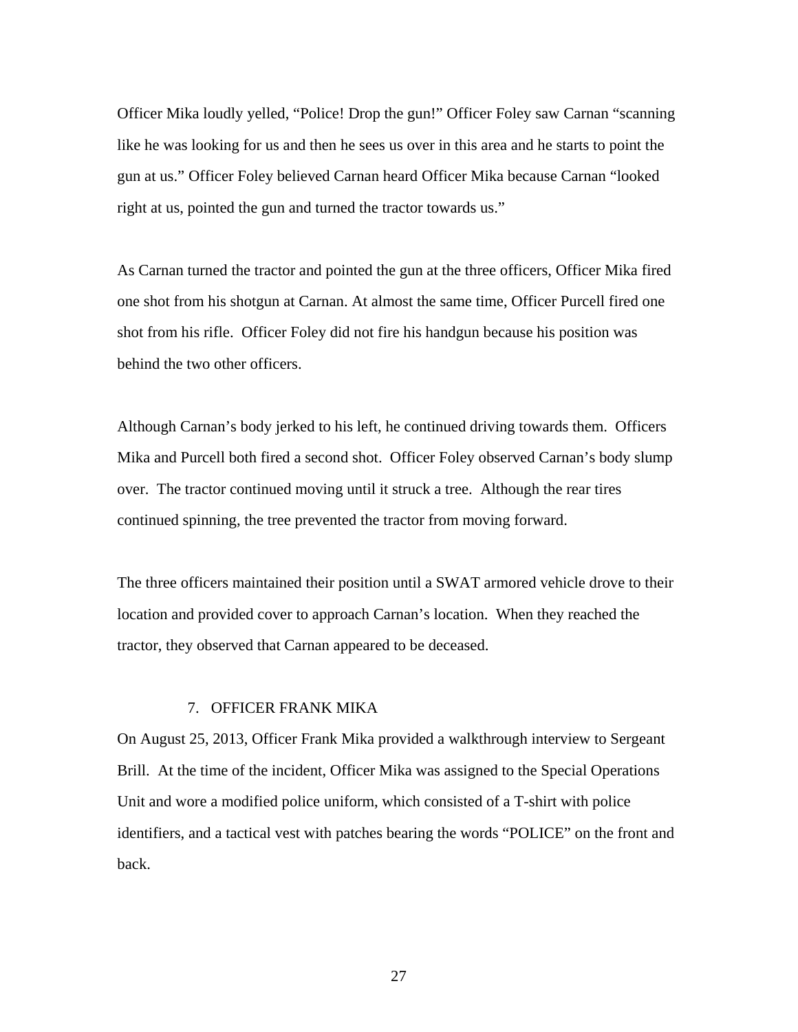Officer Mika loudly yelled, "Police! Drop the gun!" Officer Foley saw Carnan "scanning like he was looking for us and then he sees us over in this area and he starts to point the gun at us." Officer Foley believed Carnan heard Officer Mika because Carnan "looked right at us, pointed the gun and turned the tractor towards us."

As Carnan turned the tractor and pointed the gun at the three officers, Officer Mika fired one shot from his shotgun at Carnan. At almost the same time, Officer Purcell fired one shot from his rifle. Officer Foley did not fire his handgun because his position was behind the two other officers.

Although Carnan's body jerked to his left, he continued driving towards them. Officers Mika and Purcell both fired a second shot. Officer Foley observed Carnan's body slump over. The tractor continued moving until it struck a tree. Although the rear tires continued spinning, the tree prevented the tractor from moving forward.

The three officers maintained their position until a SWAT armored vehicle drove to their location and provided cover to approach Carnan's location. When they reached the tractor, they observed that Carnan appeared to be deceased.

### 7. OFFICER FRANK MIKA

On August 25, 2013, Officer Frank Mika provided a walkthrough interview to Sergeant Brill. At the time of the incident, Officer Mika was assigned to the Special Operations Unit and wore a modified police uniform, which consisted of a T-shirt with police identifiers, and a tactical vest with patches bearing the words "POLICE" on the front and back.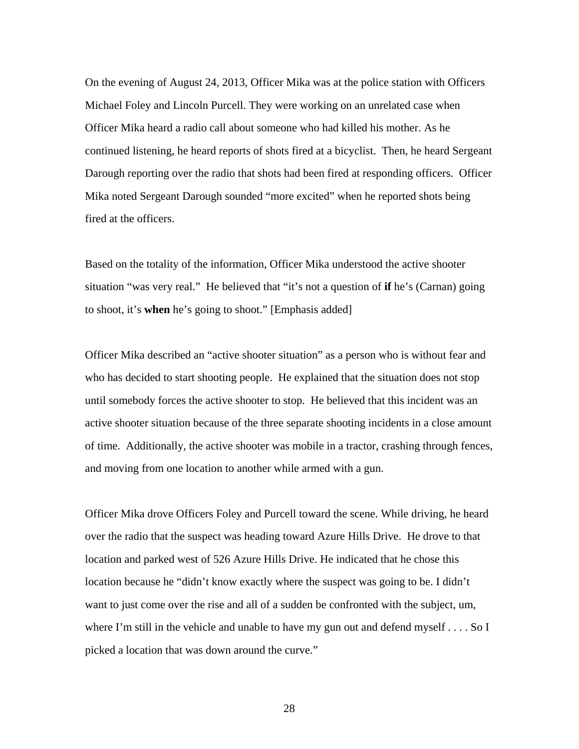On the evening of August 24, 2013, Officer Mika was at the police station with Officers Michael Foley and Lincoln Purcell. They were working on an unrelated case when Officer Mika heard a radio call about someone who had killed his mother. As he continued listening, he heard reports of shots fired at a bicyclist. Then, he heard Sergeant Darough reporting over the radio that shots had been fired at responding officers. Officer Mika noted Sergeant Darough sounded "more excited" when he reported shots being fired at the officers.

Based on the totality of the information, Officer Mika understood the active shooter situation "was very real." He believed that "it's not a question of **if** he's (Carnan) going to shoot, it's **when** he's going to shoot." [Emphasis added]

Officer Mika described an "active shooter situation" as a person who is without fear and who has decided to start shooting people. He explained that the situation does not stop until somebody forces the active shooter to stop. He believed that this incident was an active shooter situation because of the three separate shooting incidents in a close amount of time. Additionally, the active shooter was mobile in a tractor, crashing through fences, and moving from one location to another while armed with a gun.

Officer Mika drove Officers Foley and Purcell toward the scene. While driving, he heard over the radio that the suspect was heading toward Azure Hills Drive. He drove to that location and parked west of 526 Azure Hills Drive. He indicated that he chose this location because he "didn't know exactly where the suspect was going to be. I didn't want to just come over the rise and all of a sudden be confronted with the subject, um, where I'm still in the vehicle and unable to have my gun out and defend myself . . . . So I picked a location that was down around the curve."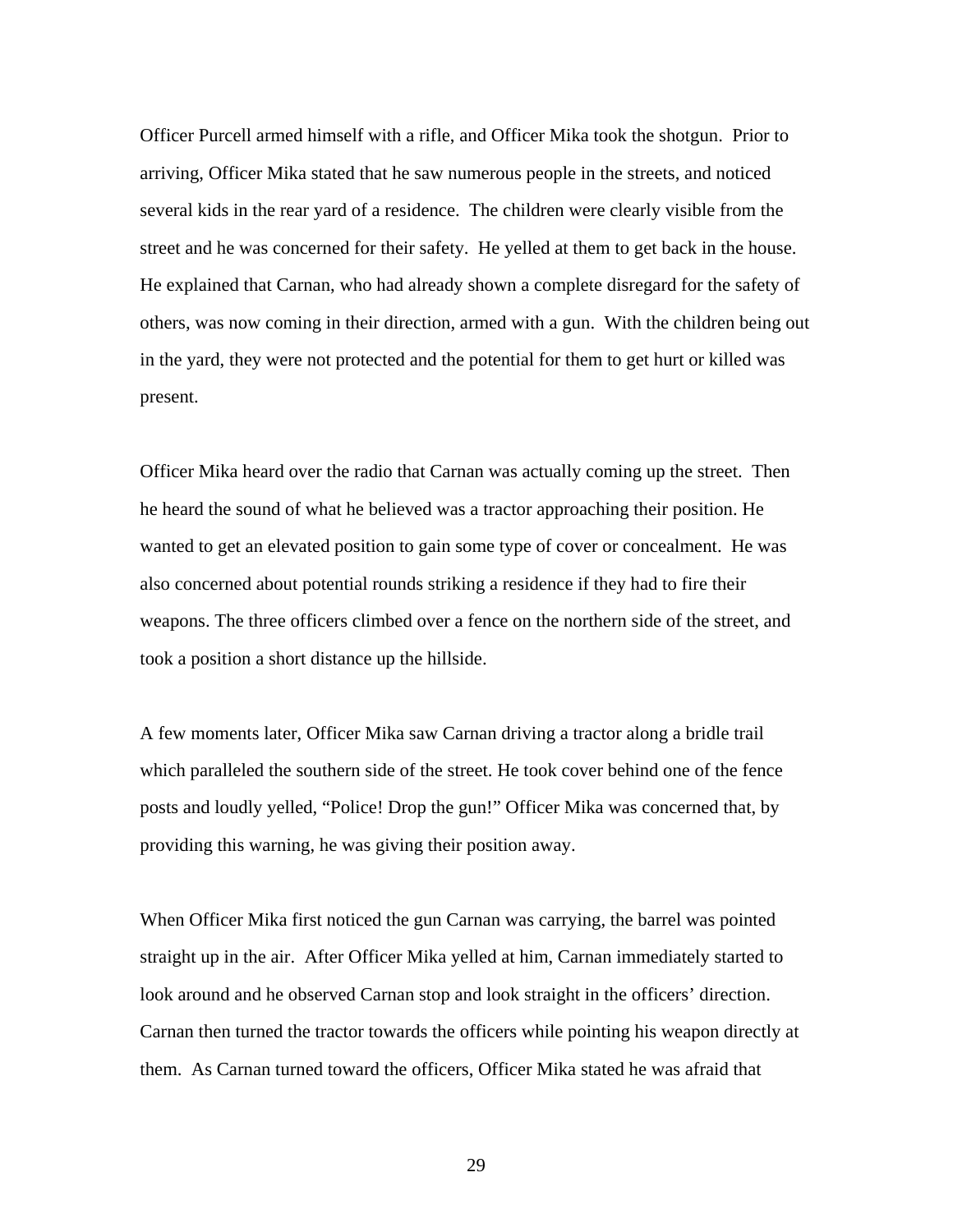Officer Purcell armed himself with a rifle, and Officer Mika took the shotgun. Prior to arriving, Officer Mika stated that he saw numerous people in the streets, and noticed several kids in the rear yard of a residence. The children were clearly visible from the street and he was concerned for their safety. He yelled at them to get back in the house. He explained that Carnan, who had already shown a complete disregard for the safety of others, was now coming in their direction, armed with a gun. With the children being out in the yard, they were not protected and the potential for them to get hurt or killed was present.

Officer Mika heard over the radio that Carnan was actually coming up the street. Then he heard the sound of what he believed was a tractor approaching their position. He wanted to get an elevated position to gain some type of cover or concealment. He was also concerned about potential rounds striking a residence if they had to fire their weapons. The three officers climbed over a fence on the northern side of the street, and took a position a short distance up the hillside.

A few moments later, Officer Mika saw Carnan driving a tractor along a bridle trail which paralleled the southern side of the street. He took cover behind one of the fence posts and loudly yelled, "Police! Drop the gun!" Officer Mika was concerned that, by providing this warning, he was giving their position away.

When Officer Mika first noticed the gun Carnan was carrying, the barrel was pointed straight up in the air. After Officer Mika yelled at him, Carnan immediately started to look around and he observed Carnan stop and look straight in the officers' direction. Carnan then turned the tractor towards the officers while pointing his weapon directly at them. As Carnan turned toward the officers, Officer Mika stated he was afraid that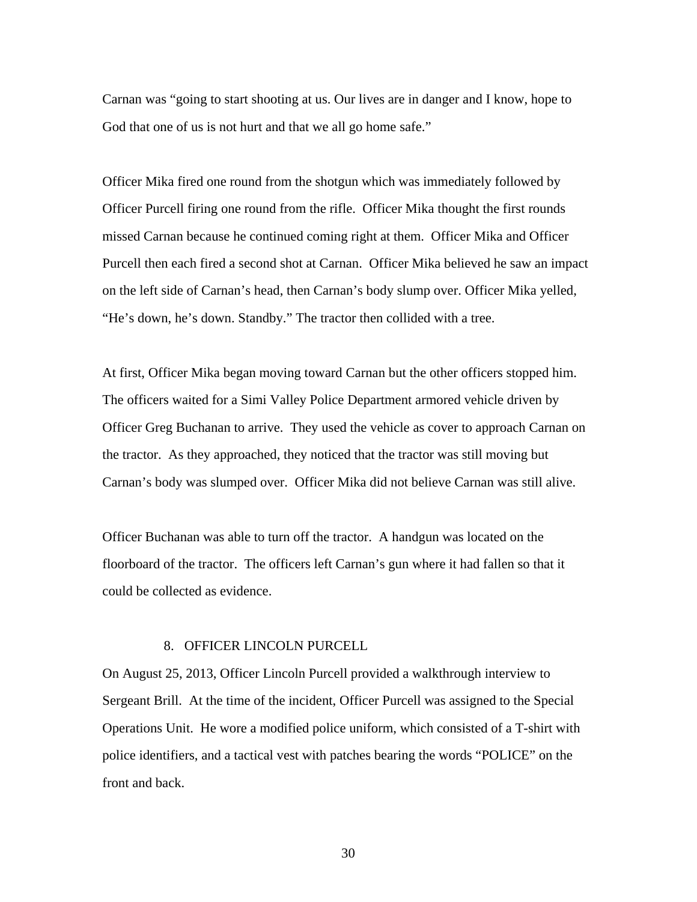Carnan was "going to start shooting at us. Our lives are in danger and I know, hope to God that one of us is not hurt and that we all go home safe."

Officer Mika fired one round from the shotgun which was immediately followed by Officer Purcell firing one round from the rifle. Officer Mika thought the first rounds missed Carnan because he continued coming right at them. Officer Mika and Officer Purcell then each fired a second shot at Carnan. Officer Mika believed he saw an impact on the left side of Carnan's head, then Carnan's body slump over. Officer Mika yelled, "He's down, he's down. Standby." The tractor then collided with a tree.

At first, Officer Mika began moving toward Carnan but the other officers stopped him. The officers waited for a Simi Valley Police Department armored vehicle driven by Officer Greg Buchanan to arrive. They used the vehicle as cover to approach Carnan on the tractor. As they approached, they noticed that the tractor was still moving but Carnan's body was slumped over. Officer Mika did not believe Carnan was still alive.

Officer Buchanan was able to turn off the tractor. A handgun was located on the floorboard of the tractor. The officers left Carnan's gun where it had fallen so that it could be collected as evidence.

### 8. OFFICER LINCOLN PURCELL

On August 25, 2013, Officer Lincoln Purcell provided a walkthrough interview to Sergeant Brill. At the time of the incident, Officer Purcell was assigned to the Special Operations Unit. He wore a modified police uniform, which consisted of a T-shirt with police identifiers, and a tactical vest with patches bearing the words "POLICE" on the front and back.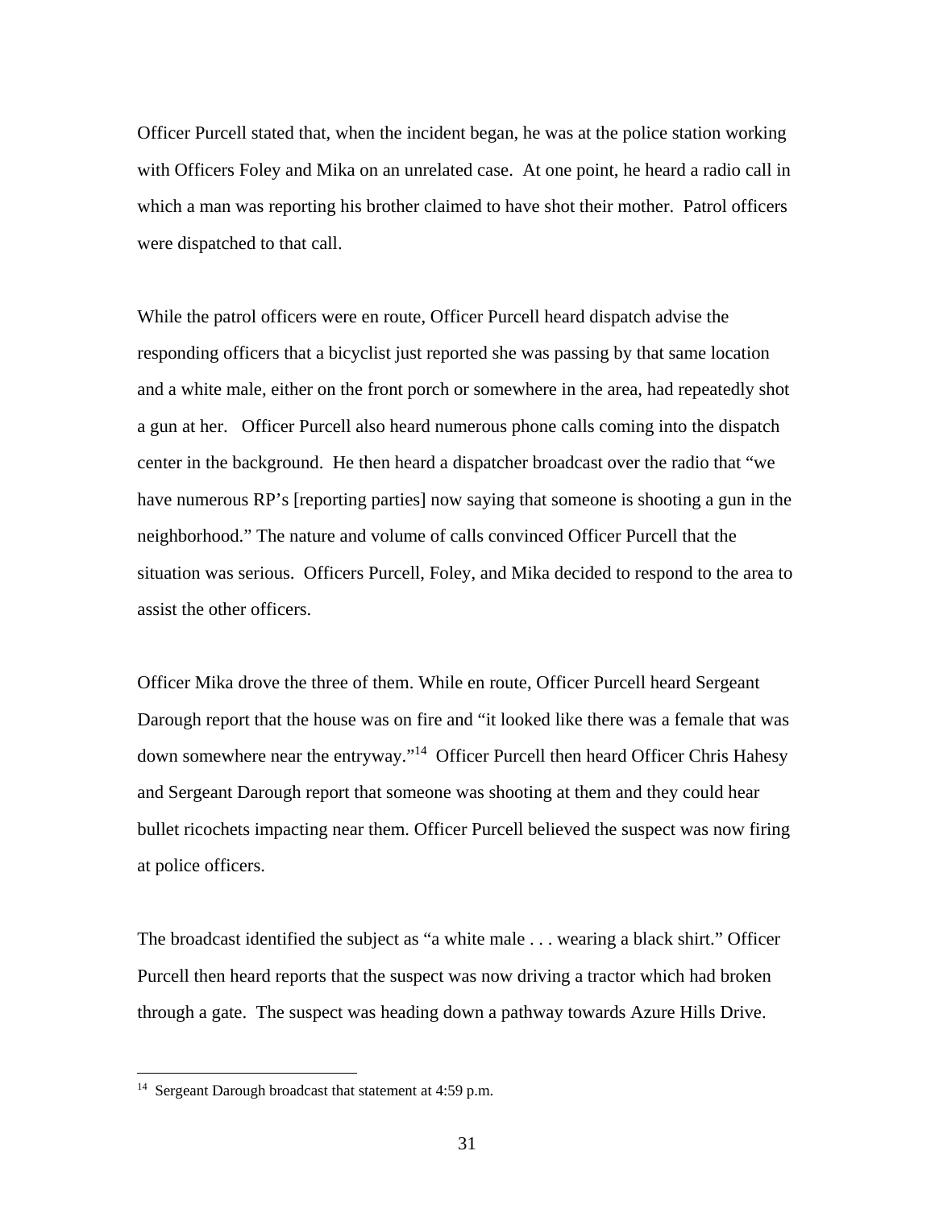Officer Purcell stated that, when the incident began, he was at the police station working with Officers Foley and Mika on an unrelated case. At one point, he heard a radio call in which a man was reporting his brother claimed to have shot their mother. Patrol officers were dispatched to that call.

While the patrol officers were en route, Officer Purcell heard dispatch advise the responding officers that a bicyclist just reported she was passing by that same location and a white male, either on the front porch or somewhere in the area, had repeatedly shot a gun at her. Officer Purcell also heard numerous phone calls coming into the dispatch center in the background. He then heard a dispatcher broadcast over the radio that "we have numerous RP's [reporting parties] now saying that someone is shooting a gun in the neighborhood." The nature and volume of calls convinced Officer Purcell that the situation was serious. Officers Purcell, Foley, and Mika decided to respond to the area to assist the other officers.

Officer Mika drove the three of them. While en route, Officer Purcell heard Sergeant Darough report that the house was on fire and "it looked like there was a female that was down somewhere near the entryway."[14] Officer Purcell then heard Officer Chris Hahesy and Sergeant Darough report that someone was shooting at them and they could hear bullet ricochets impacting near them. Officer Purcell believed the suspect was now firing at police officers.

The broadcast identified the subject as "a white male . . . wearing a black shirt." Officer Purcell then heard reports that the suspect was now driving a tractor which had broken through a gate. The suspect was heading down a pathway towards Azure Hills Drive.

---

[14] Sergeant Darough broadcast that statement at 4:59 p.m.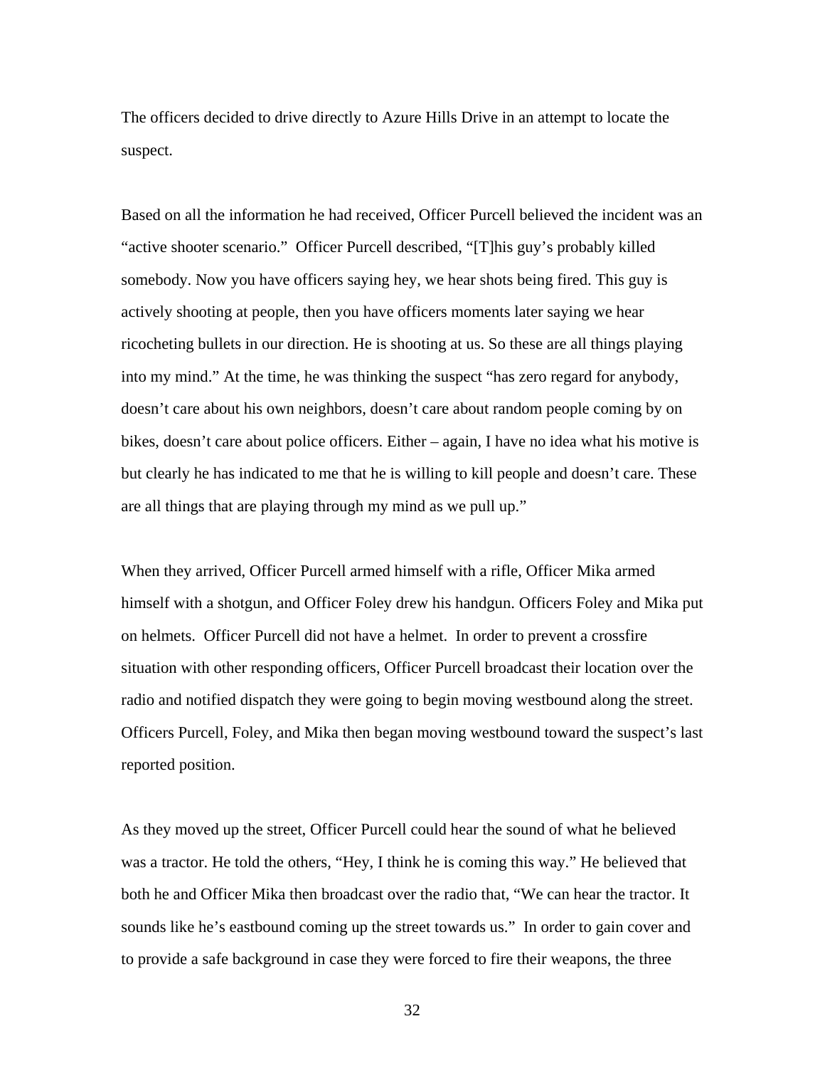The officers decided to drive directly to Azure Hills Drive in an attempt to locate the suspect.

Based on all the information he had received, Officer Purcell believed the incident was an "active shooter scenario." Officer Purcell described, "[T]his guy's probably killed somebody. Now you have officers saying hey, we hear shots being fired. This guy is actively shooting at people, then you have officers moments later saying we hear ricocheting bullets in our direction. He is shooting at us. So these are all things playing into my mind." At the time, he was thinking the suspect "has zero regard for anybody, doesn't care about his own neighbors, doesn't care about random people coming by on bikes, doesn't care about police officers. Either – again, I have no idea what his motive is but clearly he has indicated to me that he is willing to kill people and doesn't care. These are all things that are playing through my mind as we pull up."

When they arrived, Officer Purcell armed himself with a rifle, Officer Mika armed himself with a shotgun, and Officer Foley drew his handgun. Officers Foley and Mika put on helmets. Officer Purcell did not have a helmet. In order to prevent a crossfire situation with other responding officers, Officer Purcell broadcast their location over the radio and notified dispatch they were going to begin moving westbound along the street. Officers Purcell, Foley, and Mika then began moving westbound toward the suspect's last reported position.

As they moved up the street, Officer Purcell could hear the sound of what he believed was a tractor. He told the others, "Hey, I think he is coming this way." He believed that both he and Officer Mika then broadcast over the radio that, "We can hear the tractor. It sounds like he's eastbound coming up the street towards us." In order to gain cover and to provide a safe background in case they were forced to fire their weapons, the three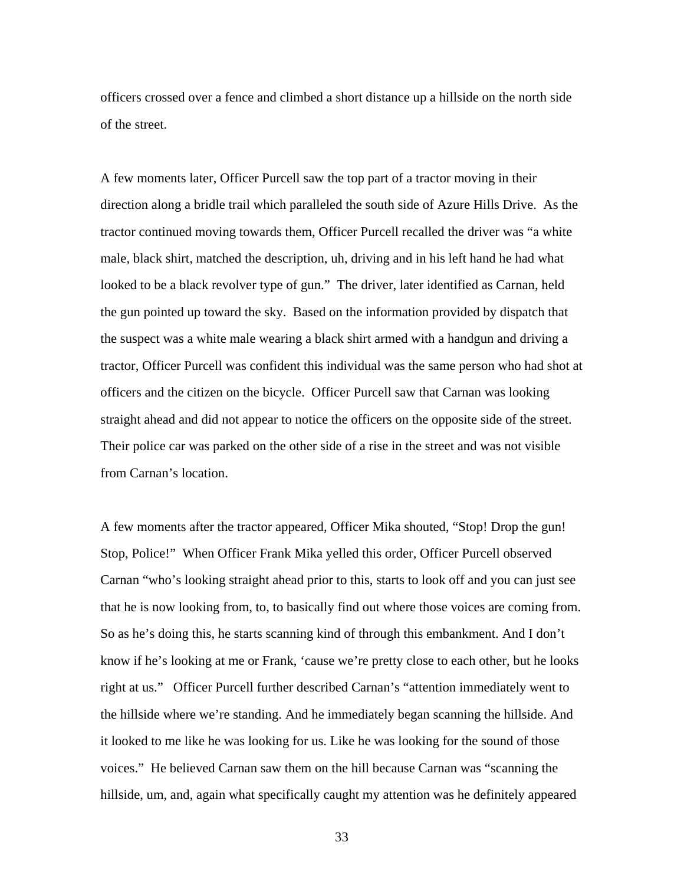officers crossed over a fence and climbed a short distance up a hillside on the north side of the street.

A few moments later, Officer Purcell saw the top part of a tractor moving in their direction along a bridle trail which paralleled the south side of Azure Hills Drive. As the tractor continued moving towards them, Officer Purcell recalled the driver was "a white male, black shirt, matched the description, uh, driving and in his left hand he had what looked to be a black revolver type of gun." The driver, later identified as Carnan, held the gun pointed up toward the sky. Based on the information provided by dispatch that the suspect was a white male wearing a black shirt armed with a handgun and driving a tractor, Officer Purcell was confident this individual was the same person who had shot at officers and the citizen on the bicycle. Officer Purcell saw that Carnan was looking straight ahead and did not appear to notice the officers on the opposite side of the street. Their police car was parked on the other side of a rise in the street and was not visible from Carnan's location.

A few moments after the tractor appeared, Officer Mika shouted, "Stop! Drop the gun! Stop, Police!" When Officer Frank Mika yelled this order, Officer Purcell observed Carnan "who's looking straight ahead prior to this, starts to look off and you can just see that he is now looking from, to, to basically find out where those voices are coming from. So as he's doing this, he starts scanning kind of through this embankment. And I don't know if he's looking at me or Frank, 'cause we're pretty close to each other, but he looks right at us." Officer Purcell further described Carnan's "attention immediately went to the hillside where we're standing. And he immediately began scanning the hillside. And it looked to me like he was looking for us. Like he was looking for the sound of those voices." He believed Carnan saw them on the hill because Carnan was "scanning the hillside, um, and, again what specifically caught my attention was he definitely appeared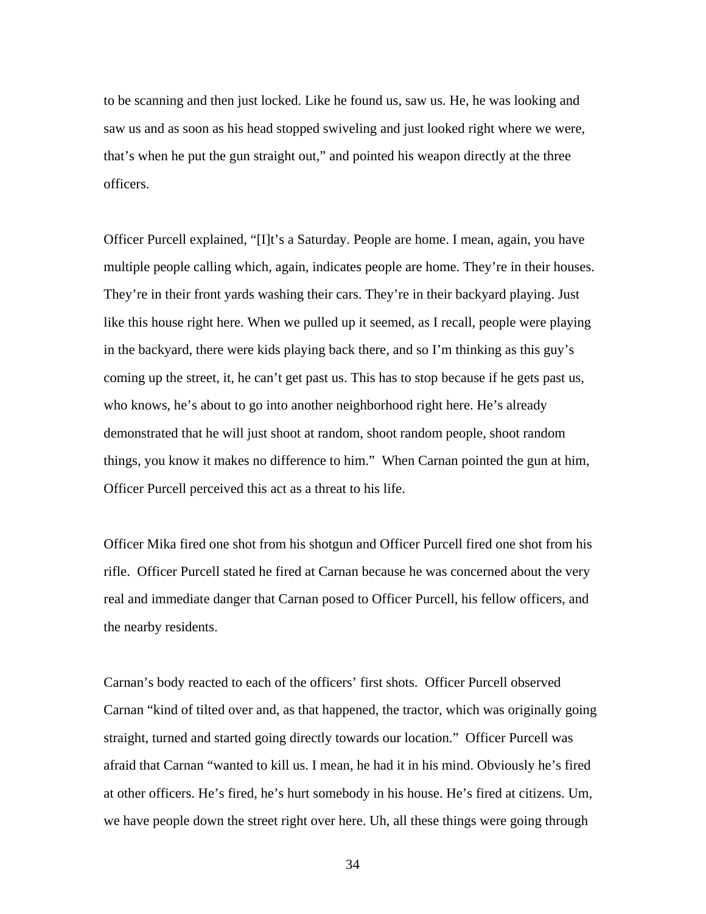to be scanning and then just locked. Like he found us, saw us. He, he was looking and saw us and as soon as his head stopped swiveling and just looked right where we were, that's when he put the gun straight out," and pointed his weapon directly at the three officers.

Officer Purcell explained, "[I]t's a Saturday. People are home. I mean, again, you have multiple people calling which, again, indicates people are home. They're in their houses. They're in their front yards washing their cars. They're in their backyard playing. Just like this house right here. When we pulled up it seemed, as I recall, people were playing in the backyard, there were kids playing back there, and so I'm thinking as this guy's coming up the street, it, he can't get past us. This has to stop because if he gets past us, who knows, he's about to go into another neighborhood right here. He's already demonstrated that he will just shoot at random, shoot random people, shoot random things, you know it makes no difference to him." When Carnan pointed the gun at him, Officer Purcell perceived this act as a threat to his life.

Officer Mika fired one shot from his shotgun and Officer Purcell fired one shot from his rifle. Officer Purcell stated he fired at Carnan because he was concerned about the very real and immediate danger that Carnan posed to Officer Purcell, his fellow officers, and the nearby residents.

Carnan's body reacted to each of the officers' first shots. Officer Purcell observed Carnan "kind of tilted over and, as that happened, the tractor, which was originally going straight, turned and started going directly towards our location." Officer Purcell was afraid that Carnan "wanted to kill us. I mean, he had it in his mind. Obviously he's fired at other officers. He's fired, he's hurt somebody in his house. He's fired at citizens. Um, we have people down the street right over here. Uh, all these things were going through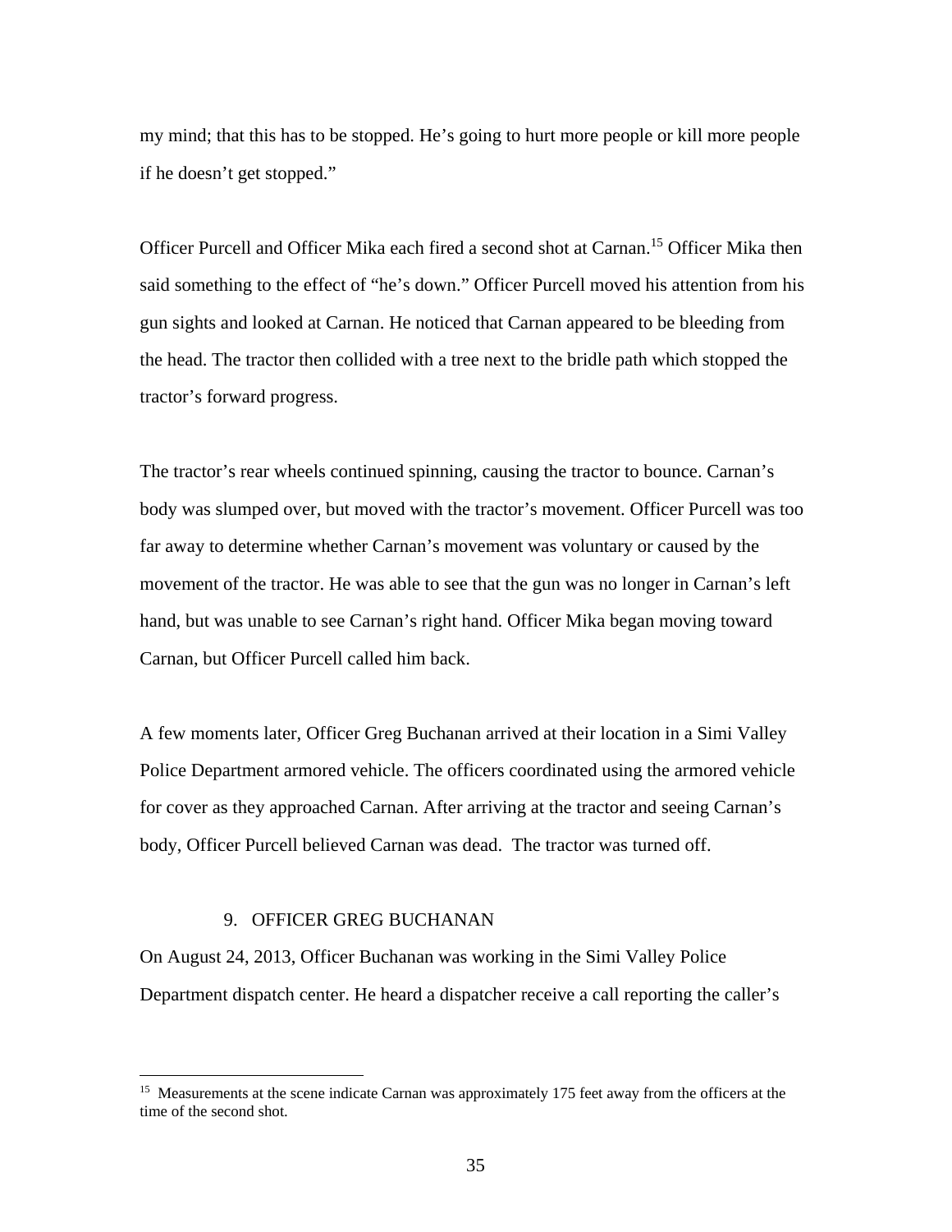my mind; that this has to be stopped. He's going to hurt more people or kill more people if he doesn't get stopped."

Officer Purcell and Officer Mika each fired a second shot at Carnan.[15] Officer Mika then said something to the effect of "he's down." Officer Purcell moved his attention from his gun sights and looked at Carnan. He noticed that Carnan appeared to be bleeding from the head. The tractor then collided with a tree next to the bridle path which stopped the tractor's forward progress.

The tractor's rear wheels continued spinning, causing the tractor to bounce. Carnan's body was slumped over, but moved with the tractor's movement. Officer Purcell was too far away to determine whether Carnan's movement was voluntary or caused by the movement of the tractor. He was able to see that the gun was no longer in Carnan's left hand, but was unable to see Carnan's right hand. Officer Mika began moving toward Carnan, but Officer Purcell called him back.

A few moments later, Officer Greg Buchanan arrived at their location in a Simi Valley Police Department armored vehicle. The officers coordinated using the armored vehicle for cover as they approached Carnan. After arriving at the tractor and seeing Carnan's body, Officer Purcell believed Carnan was dead. The tractor was turned off.

### 9. OFFICER GREG BUCHANAN

On August 24, 2013, Officer Buchanan was working in the Simi Valley Police Department dispatch center. He heard a dispatcher receive a call reporting the caller's

---

[15] Measurements at the scene indicate Carnan was approximately 175 feet away from the officers at the time of the second shot.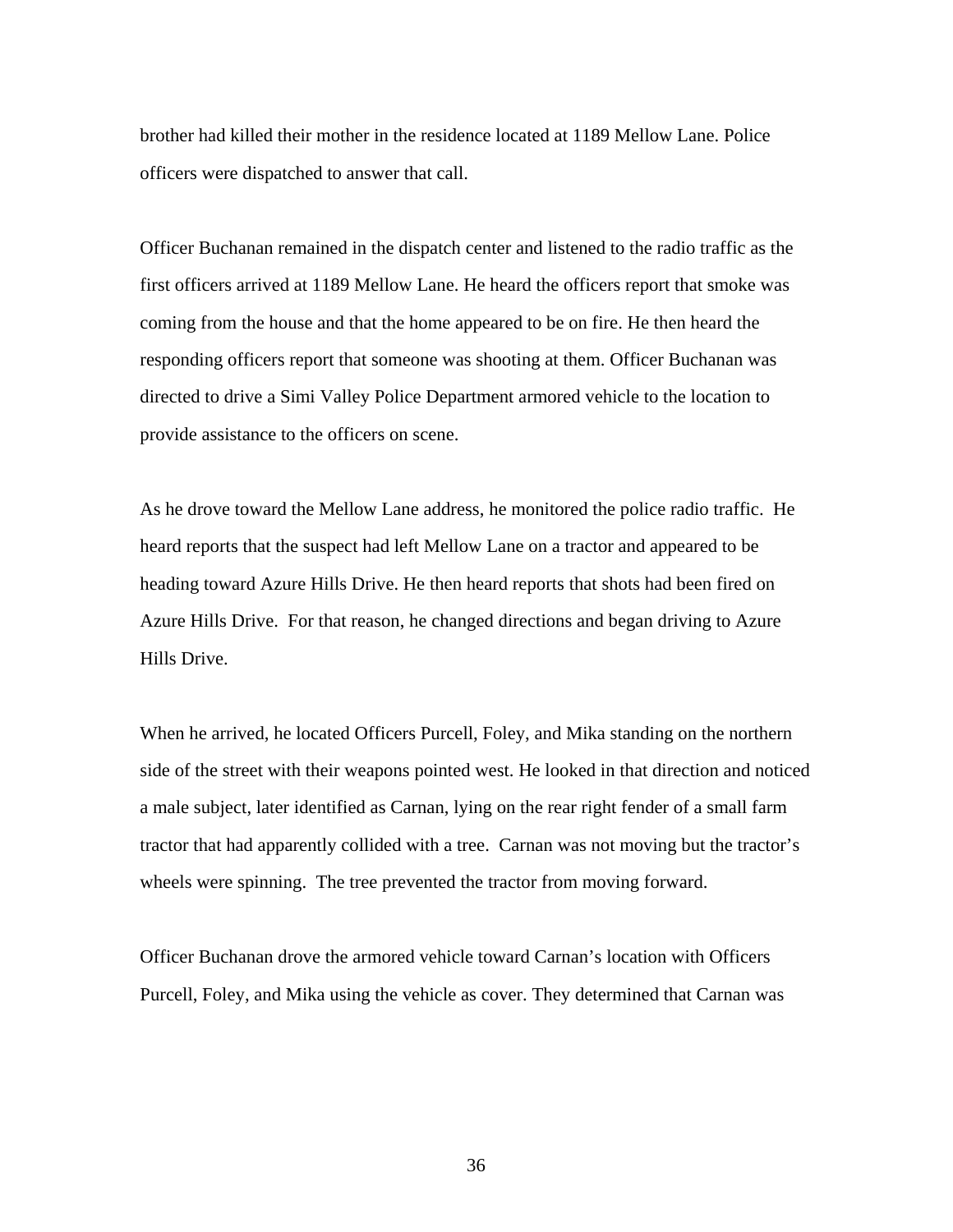brother had killed their mother in the residence located at 1189 Mellow Lane. Police officers were dispatched to answer that call.

Officer Buchanan remained in the dispatch center and listened to the radio traffic as the first officers arrived at 1189 Mellow Lane. He heard the officers report that smoke was coming from the house and that the home appeared to be on fire. He then heard the responding officers report that someone was shooting at them. Officer Buchanan was directed to drive a Simi Valley Police Department armored vehicle to the location to provide assistance to the officers on scene.

As he drove toward the Mellow Lane address, he monitored the police radio traffic. He heard reports that the suspect had left Mellow Lane on a tractor and appeared to be heading toward Azure Hills Drive. He then heard reports that shots had been fired on Azure Hills Drive. For that reason, he changed directions and began driving to Azure Hills Drive.

When he arrived, he located Officers Purcell, Foley, and Mika standing on the northern side of the street with their weapons pointed west. He looked in that direction and noticed a male subject, later identified as Carnan, lying on the rear right fender of a small farm tractor that had apparently collided with a tree. Carnan was not moving but the tractor's wheels were spinning. The tree prevented the tractor from moving forward.

Officer Buchanan drove the armored vehicle toward Carnan's location with Officers Purcell, Foley, and Mika using the vehicle as cover. They determined that Carnan was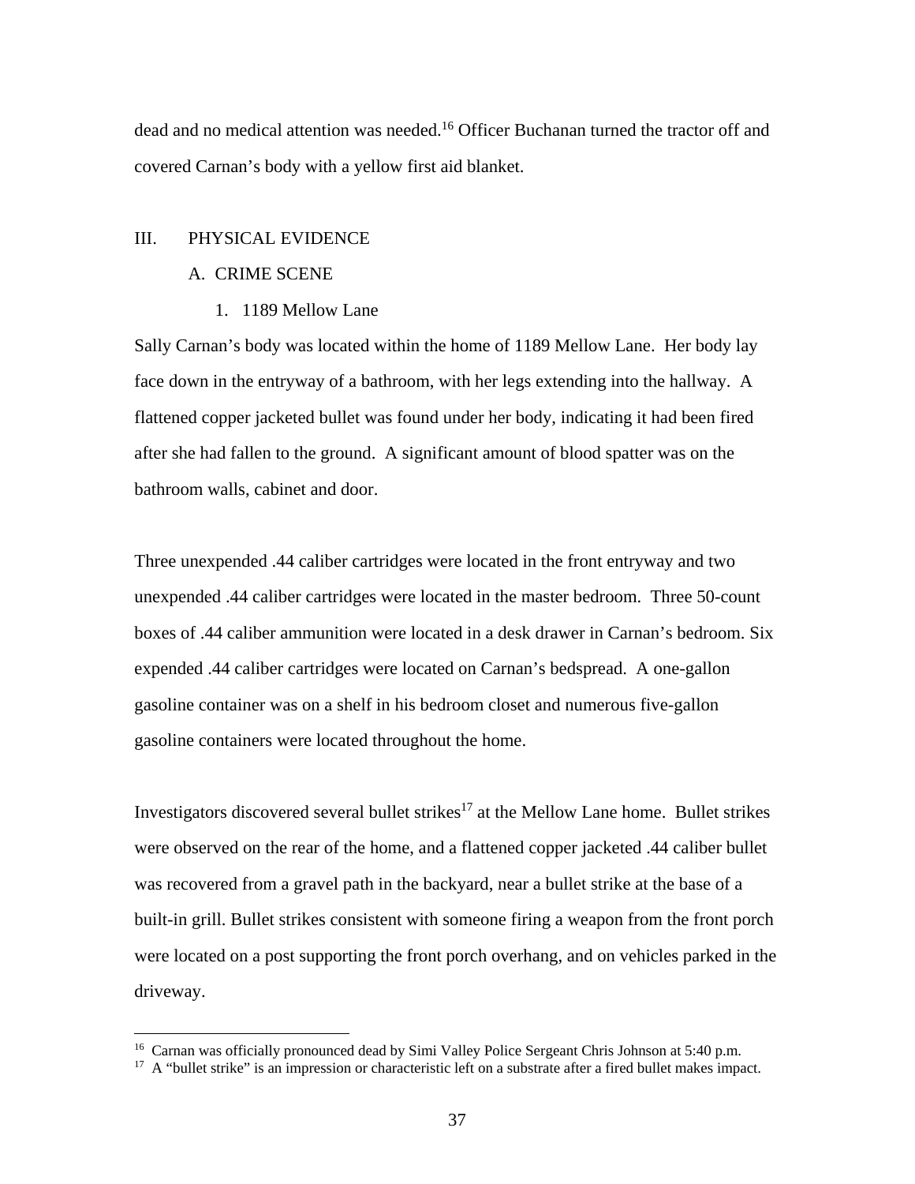dead and no medical attention was needed.[16] Officer Buchanan turned the tractor off and covered Carnan's body with a yellow first aid blanket.

## III. PHYSICAL EVIDENCE

### A. CRIME SCENE

#### 1. 1189 Mellow Lane

Sally Carnan's body was located within the home of 1189 Mellow Lane. Her body lay face down in the entryway of a bathroom, with her legs extending into the hallway. A flattened copper jacketed bullet was found under her body, indicating it had been fired after she had fallen to the ground. A significant amount of blood spatter was on the bathroom walls, cabinet and door.

Three unexpended .44 caliber cartridges were located in the front entryway and two unexpended .44 caliber cartridges were located in the master bedroom. Three 50-count boxes of .44 caliber ammunition were located in a desk drawer in Carnan's bedroom. Six expended .44 caliber cartridges were located on Carnan's bedspread. A one-gallon gasoline container was on a shelf in his bedroom closet and numerous five-gallon gasoline containers were located throughout the home.

Investigators discovered several bullet strikes[17] at the Mellow Lane home. Bullet strikes were observed on the rear of the home, and a flattened copper jacketed .44 caliber bullet was recovered from a gravel path in the backyard, near a bullet strike at the base of a built-in grill. Bullet strikes consistent with someone firing a weapon from the front porch were located on a post supporting the front porch overhang, and on vehicles parked in the driveway.

---

[16] Carnan was officially pronounced dead by Simi Valley Police Sergeant Chris Johnson at 5:40 p.m.

[17] A "bullet strike" is an impression or characteristic left on a substrate after a fired bullet makes impact.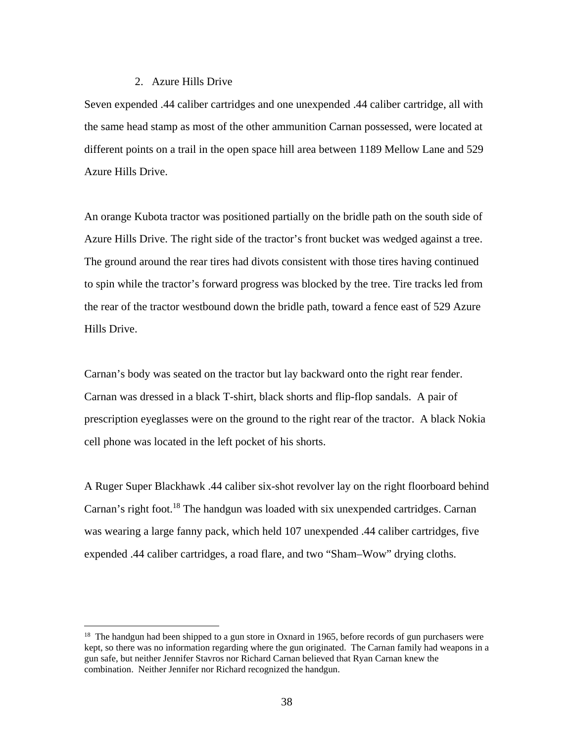2. Azure Hills Drive

Seven expended .44 caliber cartridges and one unexpended .44 caliber cartridge, all with the same head stamp as most of the other ammunition Carnan possessed, were located at different points on a trail in the open space hill area between 1189 Mellow Lane and 529 Azure Hills Drive.

An orange Kubota tractor was positioned partially on the bridle path on the south side of Azure Hills Drive. The right side of the tractor's front bucket was wedged against a tree. The ground around the rear tires had divots consistent with those tires having continued to spin while the tractor's forward progress was blocked by the tree. Tire tracks led from the rear of the tractor westbound down the bridle path, toward a fence east of 529 Azure Hills Drive.

Carnan's body was seated on the tractor but lay backward onto the right rear fender. Carnan was dressed in a black T-shirt, black shorts and flip-flop sandals. A pair of prescription eyeglasses were on the ground to the right rear of the tractor. A black Nokia cell phone was located in the left pocket of his shorts.

A Ruger Super Blackhawk .44 caliber six-shot revolver lay on the right floorboard behind Carnan's right foot.[18] The handgun was loaded with six unexpended cartridges. Carnan was wearing a large fanny pack, which held 107 unexpended .44 caliber cartridges, five expended .44 caliber cartridges, a road flare, and two "Sham–Wow" drying cloths.

---

[18] The handgun had been shipped to a gun store in Oxnard in 1965, before records of gun purchasers were kept, so there was no information regarding where the gun originated. The Carnan family had weapons in a gun safe, but neither Jennifer Stavros nor Richard Carnan believed that Ryan Carnan knew the combination. Neither Jennifer nor Richard recognized the handgun.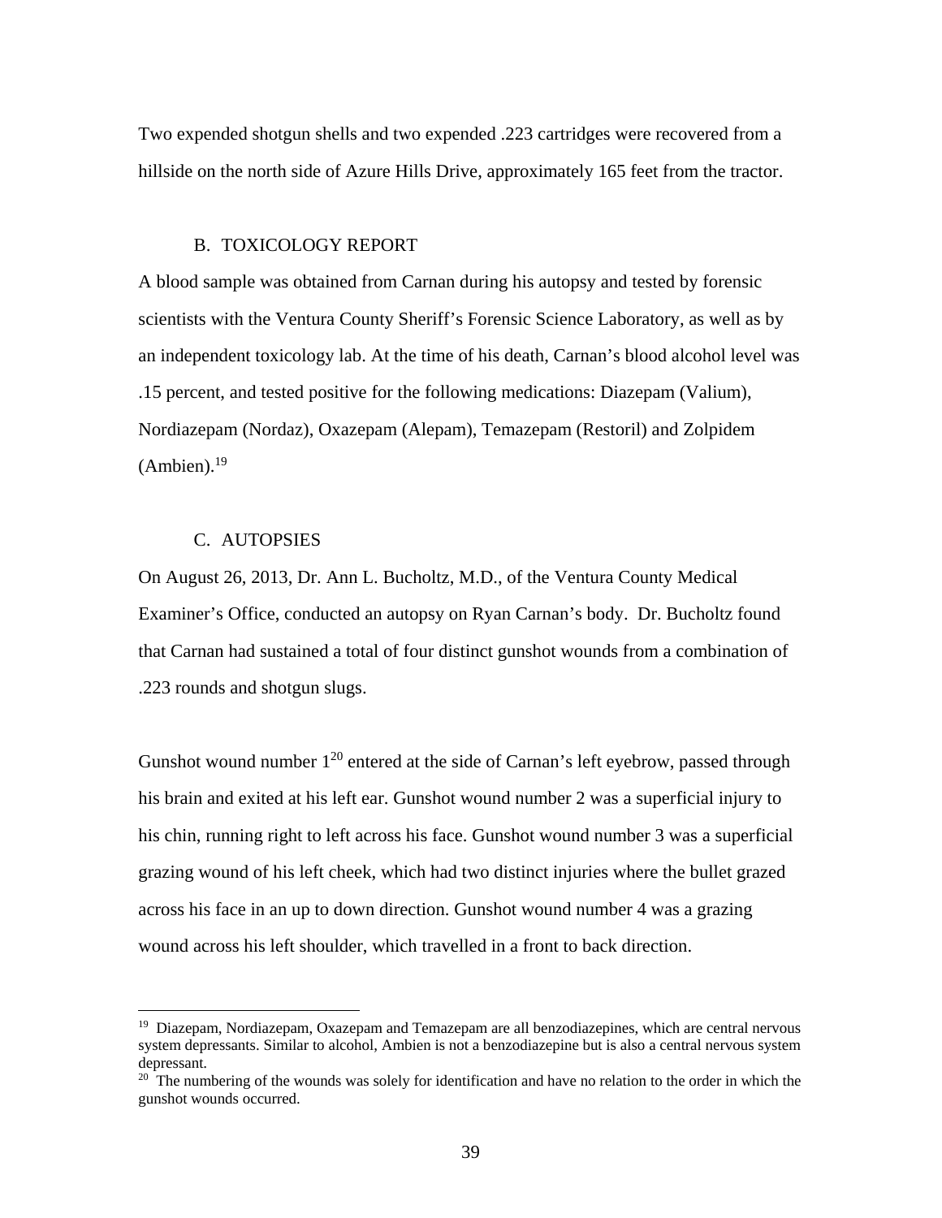Two expended shotgun shells and two expended .223 cartridges were recovered from a hillside on the north side of Azure Hills Drive, approximately 165 feet from the tractor.

### B. TOXICOLOGY REPORT

A blood sample was obtained from Carnan during his autopsy and tested by forensic scientists with the Ventura County Sheriff's Forensic Science Laboratory, as well as by an independent toxicology lab. At the time of his death, Carnan's blood alcohol level was .15 percent, and tested positive for the following medications: Diazepam (Valium), Nordiazepam (Nordaz), Oxazepam (Alepam), Temazepam (Restoril) and Zolpidem (Ambien).[19]

### C. AUTOPSIES

On August 26, 2013, Dr. Ann L. Bucholtz, M.D., of the Ventura County Medical Examiner's Office, conducted an autopsy on Ryan Carnan's body. Dr. Bucholtz found that Carnan had sustained a total of four distinct gunshot wounds from a combination of .223 rounds and shotgun slugs.

Gunshot wound number 1[20] entered at the side of Carnan's left eyebrow, passed through his brain and exited at his left ear. Gunshot wound number 2 was a superficial injury to his chin, running right to left across his face. Gunshot wound number 3 was a superficial grazing wound of his left cheek, which had two distinct injuries where the bullet grazed across his face in an up to down direction. Gunshot wound number 4 was a grazing wound across his left shoulder, which travelled in a front to back direction.

---

[19] Diazepam, Nordiazepam, Oxazepam and Temazepam are all benzodiazepines, which are central nervous system depressants. Similar to alcohol, Ambien is not a benzodiazepine but is also a central nervous system depressant.

[20] The numbering of the wounds was solely for identification and have no relation to the order in which the gunshot wounds occurred.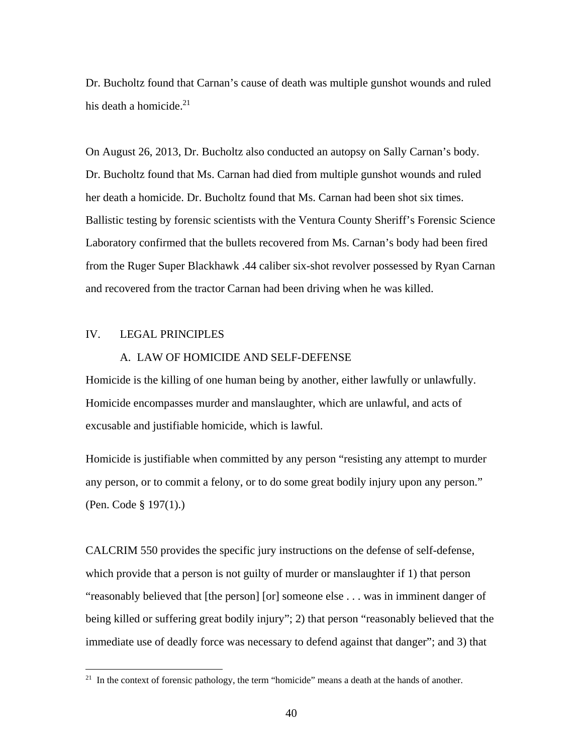Dr. Bucholtz found that Carnan's cause of death was multiple gunshot wounds and ruled his death a homicide.[21]

On August 26, 2013, Dr. Bucholtz also conducted an autopsy on Sally Carnan's body. Dr. Bucholtz found that Ms. Carnan had died from multiple gunshot wounds and ruled her death a homicide. Dr. Bucholtz found that Ms. Carnan had been shot six times. Ballistic testing by forensic scientists with the Ventura County Sheriff's Forensic Science Laboratory confirmed that the bullets recovered from Ms. Carnan's body had been fired from the Ruger Super Blackhawk .44 caliber six-shot revolver possessed by Ryan Carnan and recovered from the tractor Carnan had been driving when he was killed.

## IV. LEGAL PRINCIPLES

### A. LAW OF HOMICIDE AND SELF-DEFENSE

Homicide is the killing of one human being by another, either lawfully or unlawfully. Homicide encompasses murder and manslaughter, which are unlawful, and acts of excusable and justifiable homicide, which is lawful.

Homicide is justifiable when committed by any person "resisting any attempt to murder any person, or to commit a felony, or to do some great bodily injury upon any person." (Pen. Code § 197(1).)

CALCRIM 550 provides the specific jury instructions on the defense of self-defense, which provide that a person is not guilty of murder or manslaughter if 1) that person "reasonably believed that [the person] [or] someone else . . . was in imminent danger of being killed or suffering great bodily injury"; 2) that person "reasonably believed that the immediate use of deadly force was necessary to defend against that danger"; and 3) that

[21] In the context of forensic pathology, the term "homicide" means a death at the hands of another.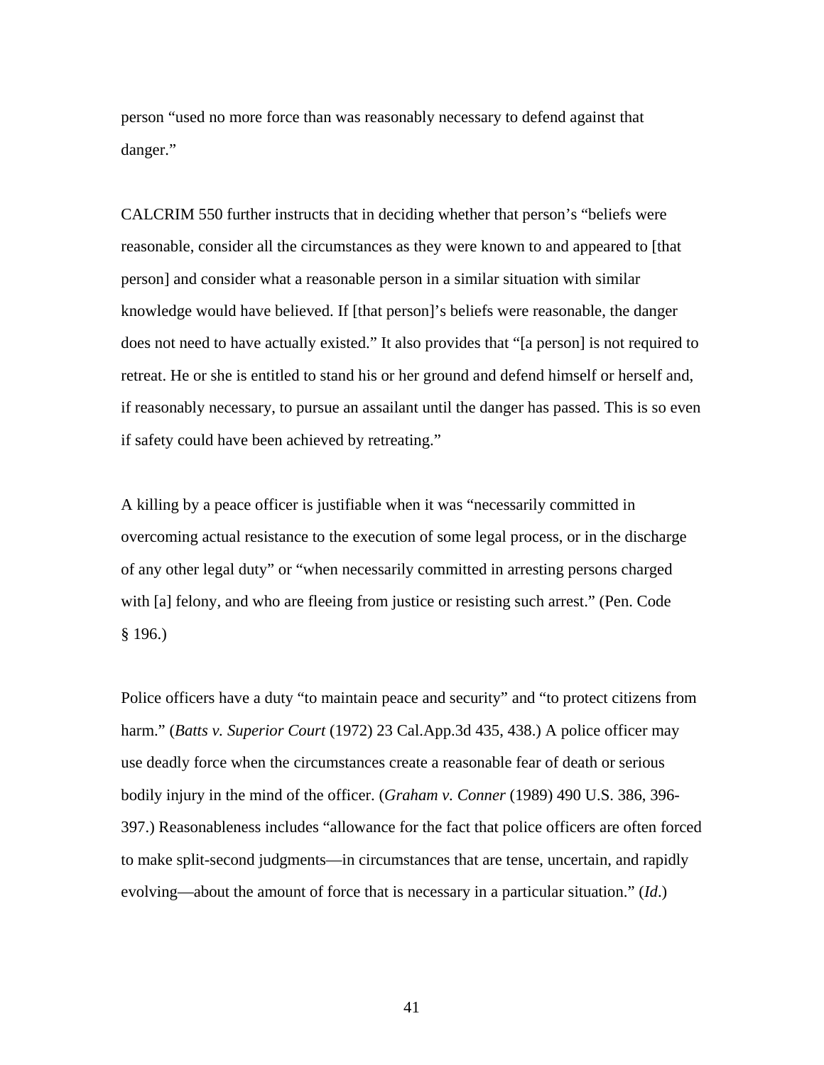person "used no more force than was reasonably necessary to defend against that danger."

CALCRIM 550 further instructs that in deciding whether that person's "beliefs were reasonable, consider all the circumstances as they were known to and appeared to [that person] and consider what a reasonable person in a similar situation with similar knowledge would have believed. If [that person]'s beliefs were reasonable, the danger does not need to have actually existed." It also provides that "[a person] is not required to retreat. He or she is entitled to stand his or her ground and defend himself or herself and, if reasonably necessary, to pursue an assailant until the danger has passed. This is so even if safety could have been achieved by retreating."

A killing by a peace officer is justifiable when it was "necessarily committed in overcoming actual resistance to the execution of some legal process, or in the discharge of any other legal duty" or "when necessarily committed in arresting persons charged with [a] felony, and who are fleeing from justice or resisting such arrest." (Pen. Code § 196.)

Police officers have a duty "to maintain peace and security" and "to protect citizens from harm." (*Batts v. Superior Court* (1972) 23 Cal.App.3d 435, 438.) A police officer may use deadly force when the circumstances create a reasonable fear of death or serious bodily injury in the mind of the officer. (*Graham v. Conner* (1989) 490 U.S. 386, 396-397.) Reasonableness includes "allowance for the fact that police officers are often forced to make split-second judgments—in circumstances that are tense, uncertain, and rapidly evolving—about the amount of force that is necessary in a particular situation." (*Id*.)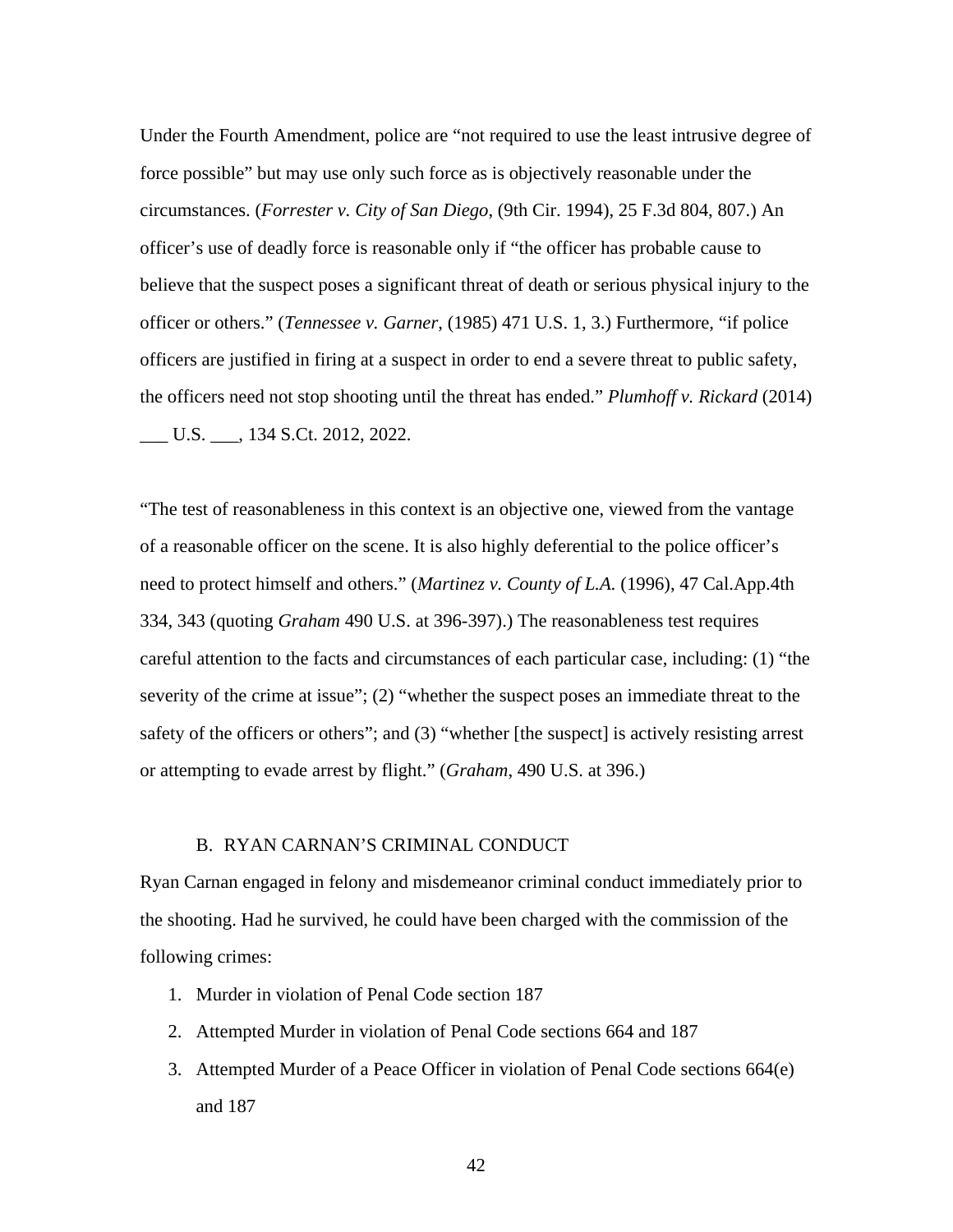Under the Fourth Amendment, police are "not required to use the least intrusive degree of force possible" but may use only such force as is objectively reasonable under the circumstances. (*Forrester v. City of San Diego*, (9th Cir. 1994), 25 F.3d 804, 807.) An officer's use of deadly force is reasonable only if "the officer has probable cause to believe that the suspect poses a significant threat of death or serious physical injury to the officer or others." (*Tennessee v. Garner*, (1985) 471 U.S. 1, 3.) Furthermore, "if police officers are justified in firing at a suspect in order to end a severe threat to public safety, the officers need not stop shooting until the threat has ended." *Plumhoff v. Rickard* (2014) ___ U.S. ___, 134 S.Ct. 2012, 2022.

"The test of reasonableness in this context is an objective one, viewed from the vantage of a reasonable officer on the scene. It is also highly deferential to the police officer's need to protect himself and others." (*Martinez v. County of L.A.* (1996), 47 Cal.App.4th 334, 343 (quoting *Graham* 490 U.S. at 396-397).) The reasonableness test requires careful attention to the facts and circumstances of each particular case, including: (1) "the severity of the crime at issue"; (2) "whether the suspect poses an immediate threat to the safety of the officers or others"; and (3) "whether [the suspect] is actively resisting arrest or attempting to evade arrest by flight." (*Graham*, 490 U.S. at 396.)

## B. RYAN CARNAN'S CRIMINAL CONDUCT

Ryan Carnan engaged in felony and misdemeanor criminal conduct immediately prior to the shooting. Had he survived, he could have been charged with the commission of the following crimes:

1. Murder in violation of Penal Code section 187
2. Attempted Murder in violation of Penal Code sections 664 and 187
3. Attempted Murder of a Peace Officer in violation of Penal Code sections 664(e) and 187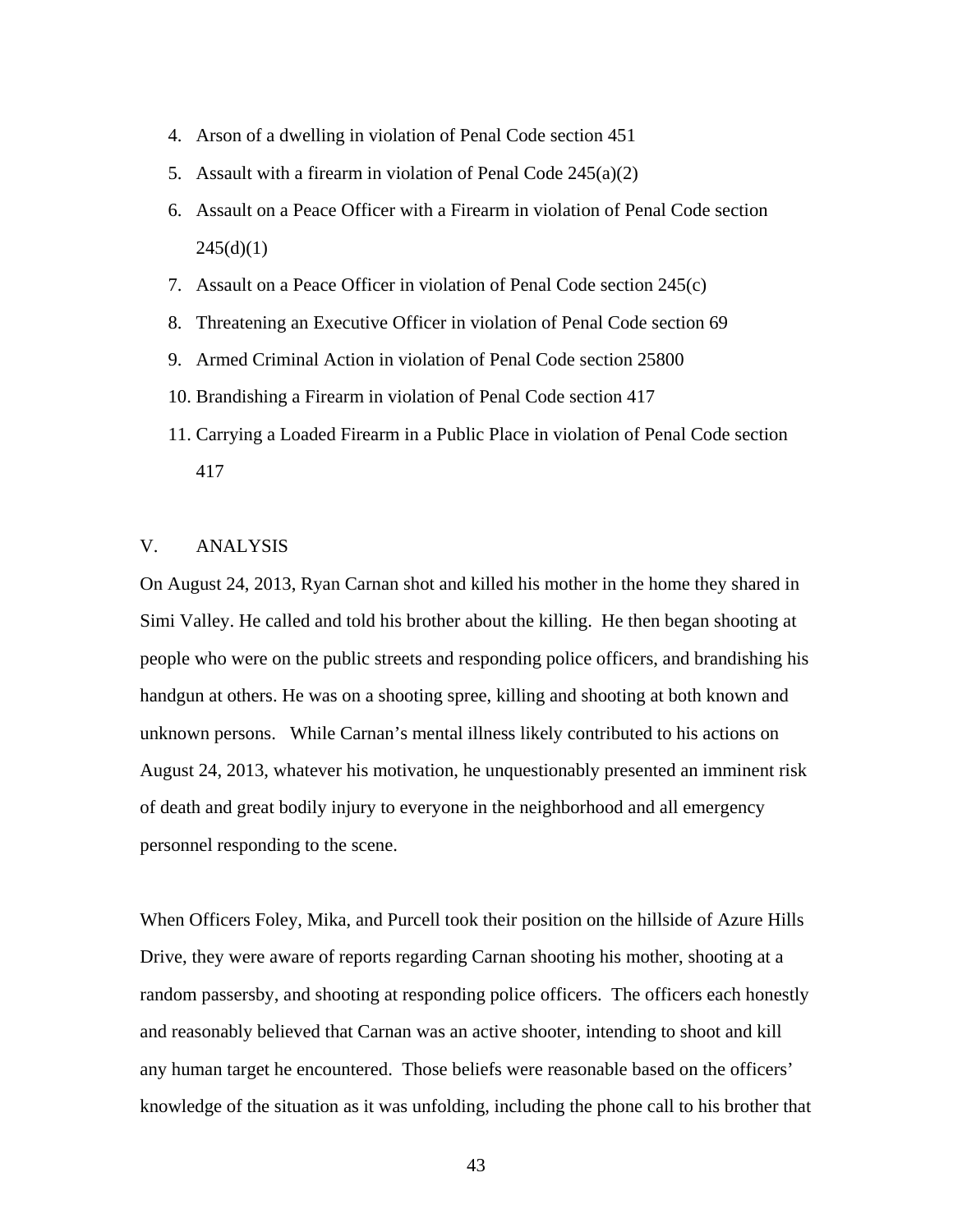4. Arson of a dwelling in violation of Penal Code section 451
5. Assault with a firearm in violation of Penal Code 245(a)(2)
6. Assault on a Peace Officer with a Firearm in violation of Penal Code section 245(d)(1)
7. Assault on a Peace Officer in violation of Penal Code section 245(c)
8. Threatening an Executive Officer in violation of Penal Code section 69
9. Armed Criminal Action in violation of Penal Code section 25800
10. Brandishing a Firearm in violation of Penal Code section 417
11. Carrying a Loaded Firearm in a Public Place in violation of Penal Code section 417

## V. ANALYSIS

On August 24, 2013, Ryan Carnan shot and killed his mother in the home they shared in Simi Valley. He called and told his brother about the killing. He then began shooting at people who were on the public streets and responding police officers, and brandishing his handgun at others. He was on a shooting spree, killing and shooting at both known and unknown persons. While Carnan's mental illness likely contributed to his actions on August 24, 2013, whatever his motivation, he unquestionably presented an imminent risk of death and great bodily injury to everyone in the neighborhood and all emergency personnel responding to the scene.

When Officers Foley, Mika, and Purcell took their position on the hillside of Azure Hills Drive, they were aware of reports regarding Carnan shooting his mother, shooting at a random passersby, and shooting at responding police officers. The officers each honestly and reasonably believed that Carnan was an active shooter, intending to shoot and kill any human target he encountered. Those beliefs were reasonable based on the officers' knowledge of the situation as it was unfolding, including the phone call to his brother that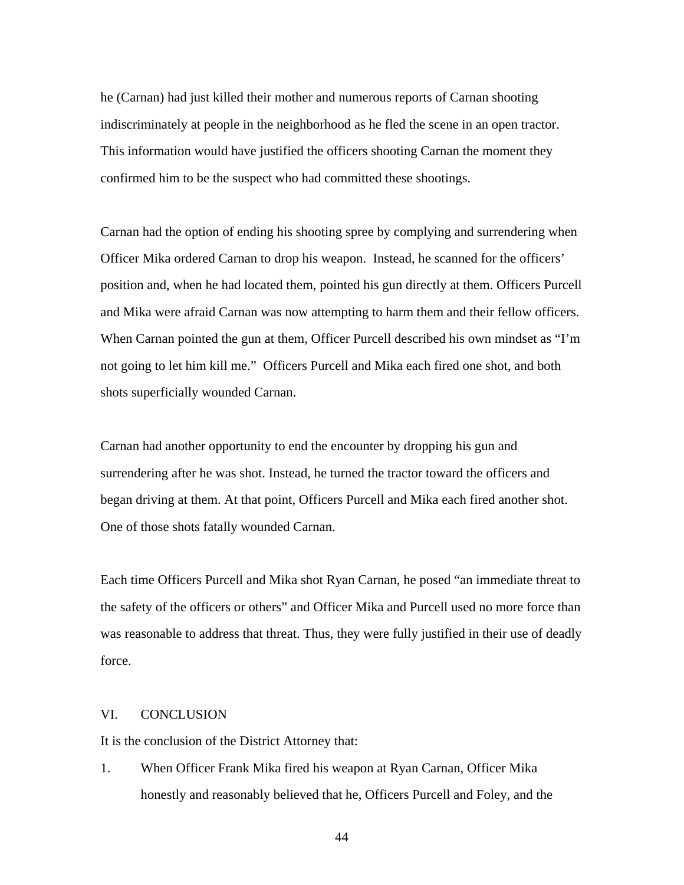he (Carnan) had just killed their mother and numerous reports of Carnan shooting indiscriminately at people in the neighborhood as he fled the scene in an open tractor. This information would have justified the officers shooting Carnan the moment they confirmed him to be the suspect who had committed these shootings.

Carnan had the option of ending his shooting spree by complying and surrendering when Officer Mika ordered Carnan to drop his weapon. Instead, he scanned for the officers' position and, when he had located them, pointed his gun directly at them. Officers Purcell and Mika were afraid Carnan was now attempting to harm them and their fellow officers. When Carnan pointed the gun at them, Officer Purcell described his own mindset as "I'm not going to let him kill me." Officers Purcell and Mika each fired one shot, and both shots superficially wounded Carnan.

Carnan had another opportunity to end the encounter by dropping his gun and surrendering after he was shot. Instead, he turned the tractor toward the officers and began driving at them. At that point, Officers Purcell and Mika each fired another shot. One of those shots fatally wounded Carnan.

Each time Officers Purcell and Mika shot Ryan Carnan, he posed "an immediate threat to the safety of the officers or others" and Officer Mika and Purcell used no more force than was reasonable to address that threat. Thus, they were fully justified in their use of deadly force.

## VI. CONCLUSION

It is the conclusion of the District Attorney that:

1. When Officer Frank Mika fired his weapon at Ryan Carnan, Officer Mika honestly and reasonably believed that he, Officers Purcell and Foley, and the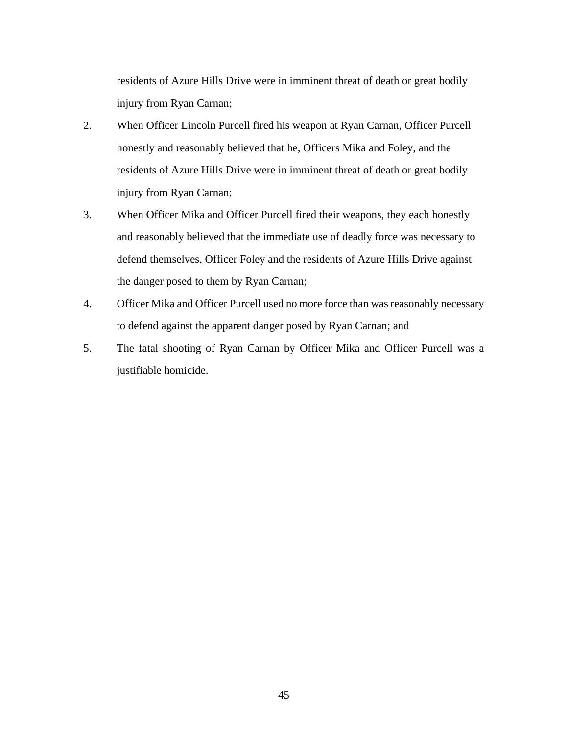residents of Azure Hills Drive were in imminent threat of death or great bodily injury from Ryan Carnan;

2. When Officer Lincoln Purcell fired his weapon at Ryan Carnan, Officer Purcell honestly and reasonably believed that he, Officers Mika and Foley, and the residents of Azure Hills Drive were in imminent threat of death or great bodily injury from Ryan Carnan;
3. When Officer Mika and Officer Purcell fired their weapons, they each honestly and reasonably believed that the immediate use of deadly force was necessary to defend themselves, Officer Foley and the residents of Azure Hills Drive against the danger posed to them by Ryan Carnan;
4. Officer Mika and Officer Purcell used no more force than was reasonably necessary to defend against the apparent danger posed by Ryan Carnan; and
5. The fatal shooting of Ryan Carnan by Officer Mika and Officer Purcell was a justifiable homicide.